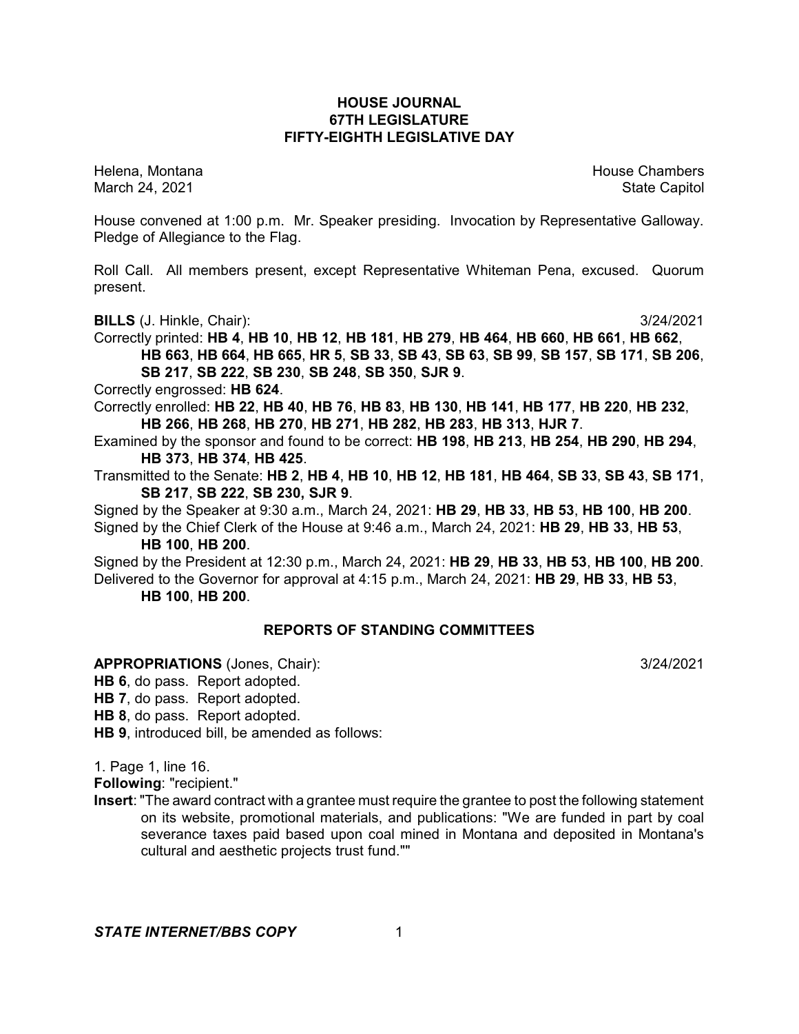# HOUSE JOURNAL
## 67TH LEGISLATURE
## FIFTY-EIGHTH LEGISLATIVE DAY

Helena, Montana
March 24, 2021

House Chambers
State Capitol

House convened at 1:00 p.m. Mr. Speaker presiding. Invocation by Representative Galloway. Pledge of Allegiance to the Flag.

Roll Call. All members present, except Representative Whiteman Pena, excused. Quorum present.

**BILLS** (J. Hinkle, Chair): 3/24/2021

Correctly printed: **HB 4**, **HB 10**, **HB 12**, **HB 181**, **HB 279**, **HB 464**, **HB 660**, **HB 661**, **HB 662**, **HB 663**, **HB 664**, **HB 665**, **HR 5**, **SB 33**, **SB 43**, **SB 63**, **SB 99**, **SB 157**, **SB 171**, **SB 206**, **SB 217**, **SB 222**, **SB 230**, **SB 248**, **SB 350**, **SJR 9**.

Correctly engrossed: **HB 624**.

Correctly enrolled: **HB 22**, **HB 40**, **HB 76**, **HB 83**, **HB 130**, **HB 141**, **HB 177**, **HB 220**, **HB 232**, **HB 266**, **HB 268**, **HB 270**, **HB 271**, **HB 282**, **HB 283**, **HB 313**, **HJR 7**.

Examined by the sponsor and found to be correct: **HB 198**, **HB 213**, **HB 254**, **HB 290**, **HB 294**, **HB 373**, **HB 374**, **HB 425**.

Transmitted to the Senate: **HB 2**, **HB 4**, **HB 10**, **HB 12**, **HB 181**, **HB 464**, **SB 33**, **SB 43**, **SB 171**, **SB 217**, **SB 222**, **SB 230, SJR 9**.

Signed by the Speaker at 9:30 a.m., March 24, 2021: **HB 29**, **HB 33**, **HB 53**, **HB 100**, **HB 200**.

Signed by the Chief Clerk of the House at 9:46 a.m., March 24, 2021: **HB 29**, **HB 33**, **HB 53**, **HB 100**.

Signed by the President at 12:30 p.m., March 24, 2021: **HB 29**, **HB 33**, **HB 53**, **HB 100**, **HB 200**.

Delivered to the Governor for approval at 4:15 p.m., March 24, 2021: **HB 29**, **HB 33**, **HB 53**, **HB 100**, **HB 200**.

## REPORTS OF STANDING COMMITTEES

**APPROPRIATIONS** (Jones, Chair): 3/24/2021

**HB 6**, do pass. Report adopted.

**HB 7**, do pass. Report adopted.

**HB 8**, do pass. Report adopted.

**HB 9**, introduced bill, be amended as follows:

1. Page 1, line 16.

**Following**: "recipient."

**Insert**: "The award contract with a grantee must require the grantee to post the following statement on its website, promotional materials, and publications: "We are funded in part by coal severance taxes paid based upon coal mined in Montana and deposited in Montana's cultural and aesthetic projects trust fund.""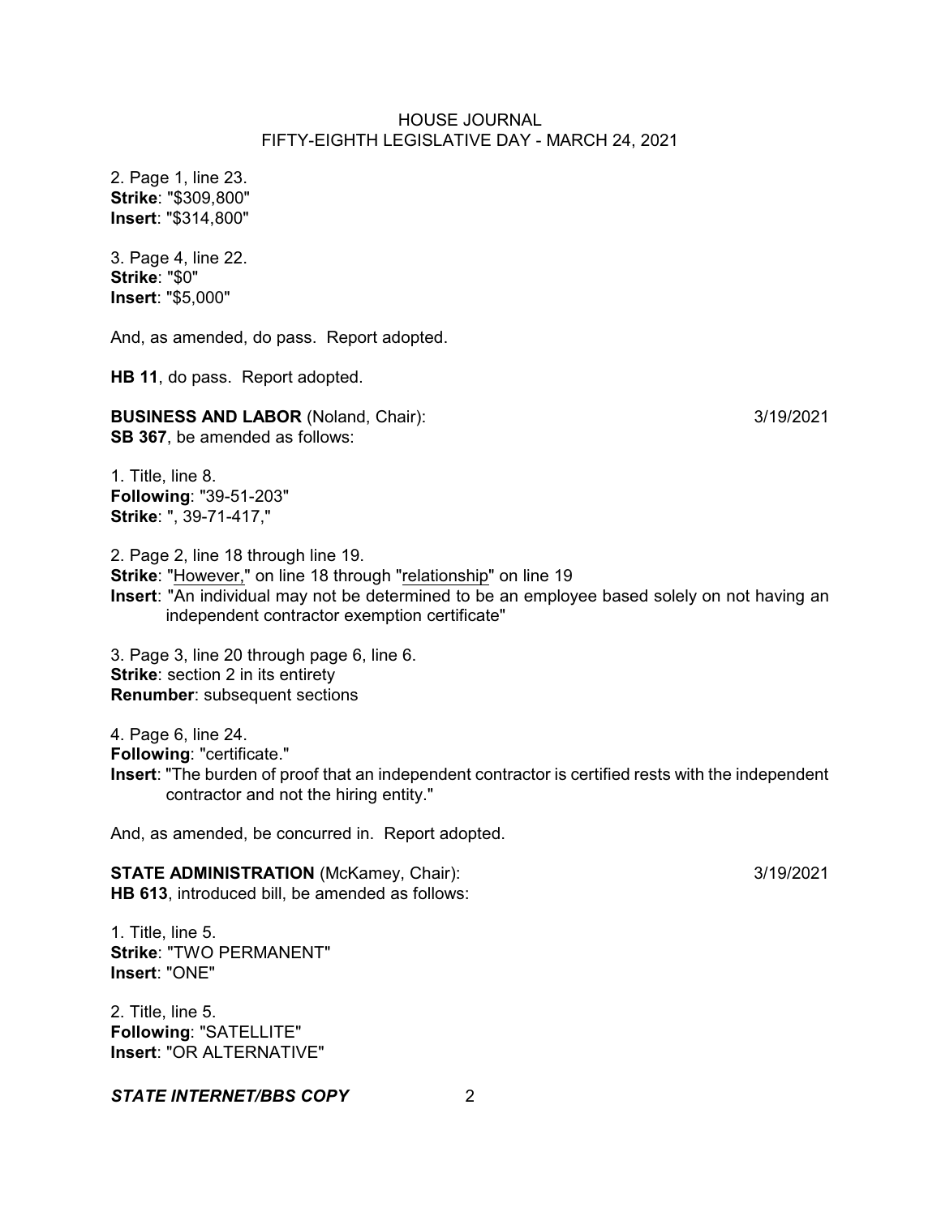2. Page 1, line 23.
**Strike**: "$309,800"
**Insert**: "$314,800"

3. Page 4, line 22.
**Strike**: "$0"
**Insert**: "$5,000"

And, as amended, do pass. Report adopted.

**HB 11**, do pass. Report adopted.

**BUSINESS AND LABOR** (Noland, Chair): 3/19/2021
**SB 367**, be amended as follows:

1. Title, line 8.
**Following**: "39-51-203"
**Strike**: ", 39-71-417,"

2. Page 2, line 18 through line 19.
**Strike**: "However," on line 18 through "relationship" on line 19
**Insert**: "An individual may not be determined to be an employee based solely on not having an independent contractor exemption certificate"

3. Page 3, line 20 through page 6, line 6.
**Strike**: section 2 in its entirety
**Renumber**: subsequent sections

4. Page 6, line 24.
**Following**: "certificate."
**Insert**: "The burden of proof that an independent contractor is certified rests with the independent contractor and not the hiring entity."

And, as amended, be concurred in. Report adopted.

**STATE ADMINISTRATION** (McKamey, Chair): 3/19/2021
**HB 613**, introduced bill, be amended as follows:

1. Title, line 5.
**Strike**: "TWO PERMANENT"
**Insert**: "ONE"

2. Title, line 5.
**Following**: "SATELLITE"
**Insert**: "OR ALTERNATIVE"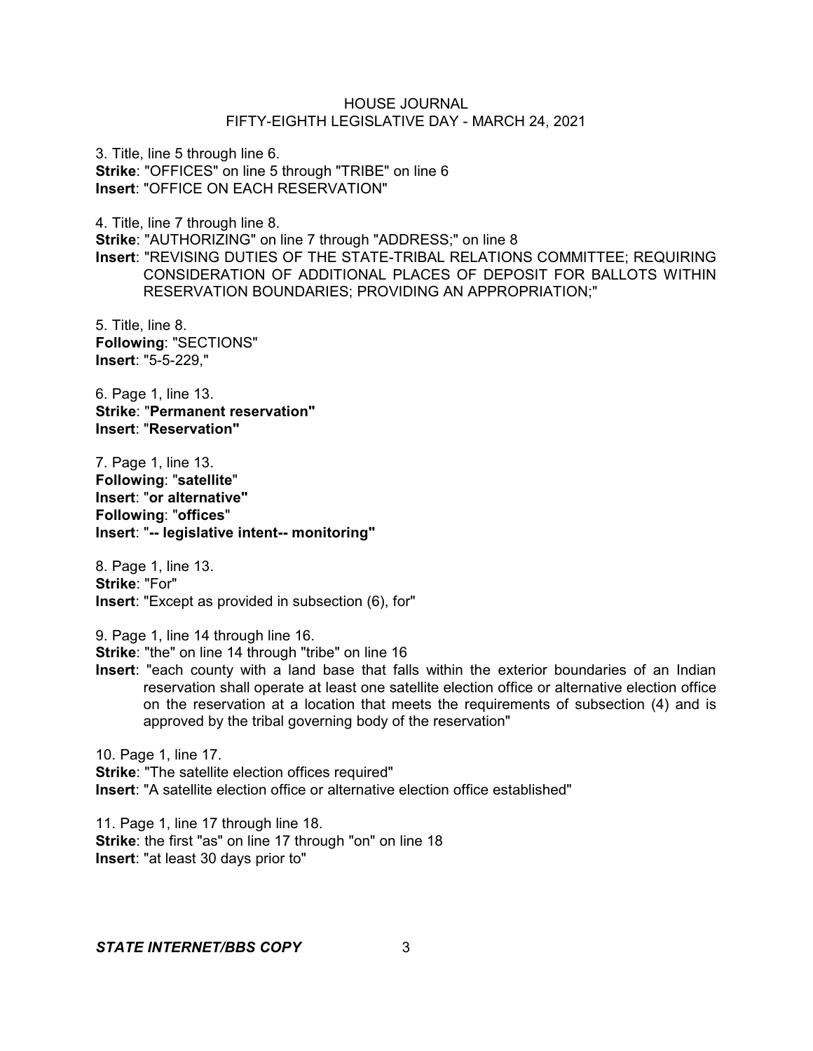3. Title, line 5 through line 6.
**Strike**: "OFFICES" on line 5 through "TRIBE" on line 6
**Insert**: "OFFICE ON EACH RESERVATION"

4. Title, line 7 through line 8.
**Strike**: "AUTHORIZING" on line 7 through "ADDRESS;" on line 8
**Insert**: "REVISING DUTIES OF THE STATE-TRIBAL RELATIONS COMMITTEE; REQUIRING CONSIDERATION OF ADDITIONAL PLACES OF DEPOSIT FOR BALLOTS WITHIN RESERVATION BOUNDARIES; PROVIDING AN APPROPRIATION;"

5. Title, line 8.
**Following**: "SECTIONS"
**Insert**: "5-5-229,"

6. Page 1, line 13.
**Strike**: "**Permanent reservation"**
**Insert**: "**Reservation"**

7. Page 1, line 13.
**Following**: "**satellite**"
**Insert**: "**or alternative"**
**Following**: "**offices**"
**Insert**: "**-- legislative intent-- monitoring"**

8. Page 1, line 13.
**Strike**: "For"
**Insert**: "Except as provided in subsection (6), for"

9. Page 1, line 14 through line 16.
**Strike**: "the" on line 14 through "tribe" on line 16
**Insert**: "each county with a land base that falls within the exterior boundaries of an Indian reservation shall operate at least one satellite election office or alternative election office on the reservation at a location that meets the requirements of subsection (4) and is approved by the tribal governing body of the reservation"

10. Page 1, line 17.
**Strike**: "The satellite election offices required"
**Insert**: "A satellite election office or alternative election office established"

11. Page 1, line 17 through line 18.
**Strike**: the first "as" on line 17 through "on" on line 18
**Insert**: "at least 30 days prior to"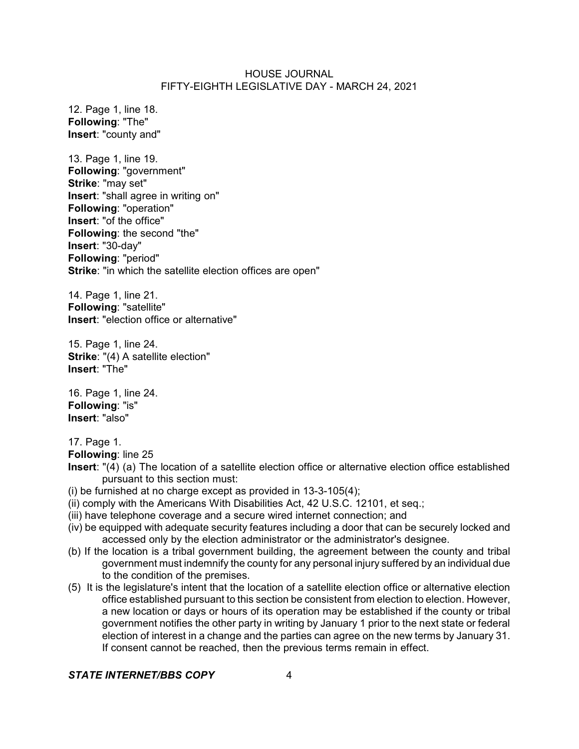12. Page 1, line 18.
**Following**: "The"
**Insert**: "county and"

13. Page 1, line 19.
**Following**: "government"
**Strike**: "may set"
**Insert**: "shall agree in writing on"
**Following**: "operation"
**Insert**: "of the office"
**Following**: the second "the"
**Insert**: "30-day"
**Following**: "period"
**Strike**: "in which the satellite election offices are open"

14. Page 1, line 21.
**Following**: "satellite"
**Insert**: "election office or alternative"

15. Page 1, line 24.
**Strike**: "(4) A satellite election"
**Insert**: "The"

16. Page 1, line 24.
**Following**: "is"
**Insert**: "also"

17. Page 1.
**Following**: line 25
**Insert**: "(4) (a) The location of a satellite election office or alternative election office established pursuant to this section must:
(i) be furnished at no charge except as provided in 13-3-105(4);
(ii) comply with the Americans With Disabilities Act, 42 U.S.C. 12101, et seq.;
(iii) have telephone coverage and a secure wired internet connection; and
(iv) be equipped with adequate security features including a door that can be securely locked and accessed only by the election administrator or the administrator's designee.
(b) If the location is a tribal government building, the agreement between the county and tribal government must indemnify the county for any personal injury suffered by an individual due to the condition of the premises.
(5) It is the legislature's intent that the location of a satellite election office or alternative election office established pursuant to this section be consistent from election to election. However, a new location or days or hours of its operation may be established if the county or tribal government notifies the other party in writing by January 1 prior to the next state or federal election of interest in a change and the parties can agree on the new terms by January 31. If consent cannot be reached, then the previous terms remain in effect.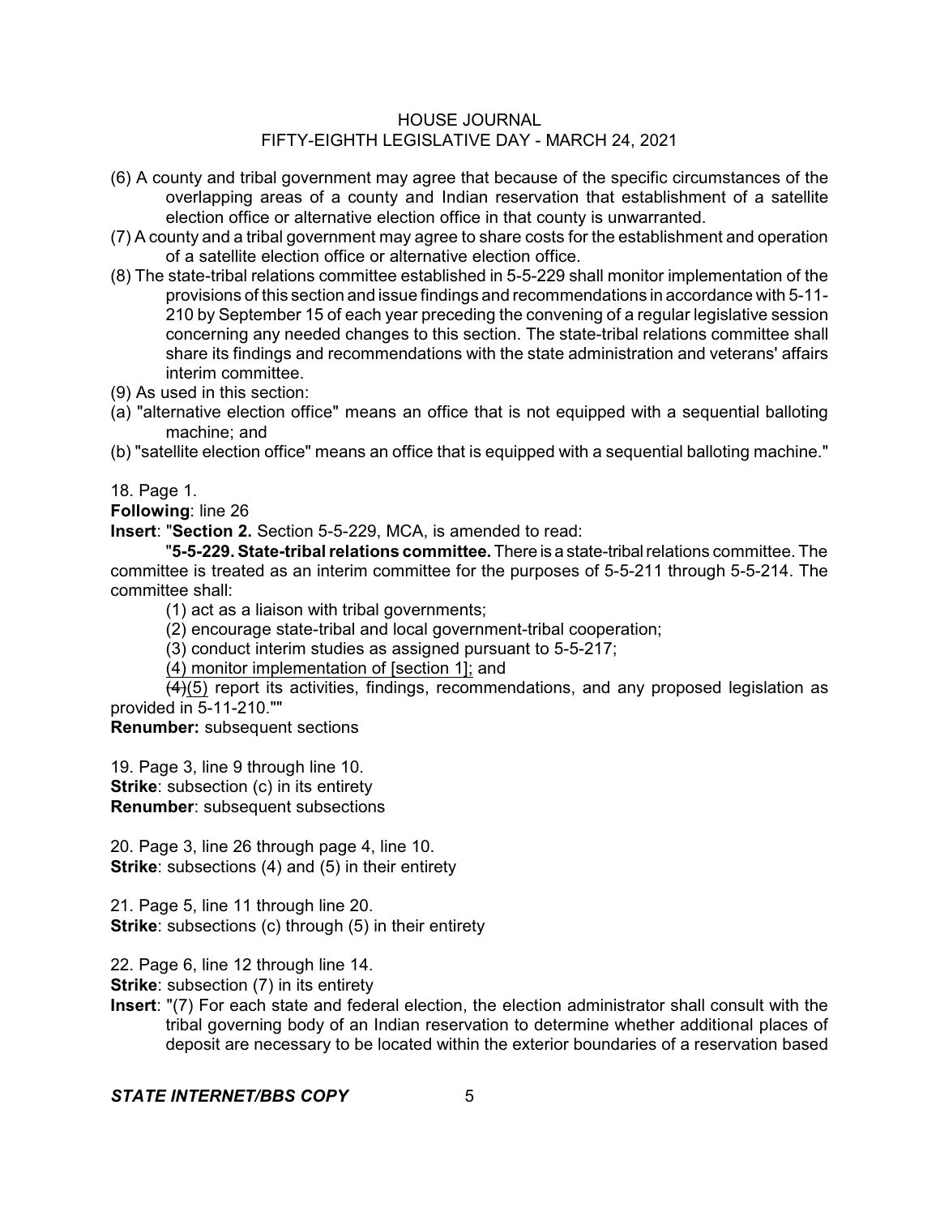(6) A county and tribal government may agree that because of the specific circumstances of the overlapping areas of a county and Indian reservation that establishment of a satellite election office or alternative election office in that county is unwarranted.

(7) A county and a tribal government may agree to share costs for the establishment and operation of a satellite election office or alternative election office.

(8) The state-tribal relations committee established in 5-5-229 shall monitor implementation of the provisions of this section and issue findings and recommendations in accordance with 5-11-210 by September 15 of each year preceding the convening of a regular legislative session concerning any needed changes to this section. The state-tribal relations committee shall share its findings and recommendations with the state administration and veterans' affairs interim committee.

(9) As used in this section:

(a) "alternative election office" means an office that is not equipped with a sequential balloting machine; and

(b) "satellite election office" means an office that is equipped with a sequential balloting machine."

18. Page 1.

**Following**: line 26

**Insert**: "**Section 2.** Section 5-5-229, MCA, is amended to read:

"**5-5-229. State-tribal relations committee.** There is a state-tribal relations committee. The committee is treated as an interim committee for the purposes of 5-5-211 through 5-5-214. The committee shall:

(1) act as a liaison with tribal governments;

(2) encourage state-tribal and local government-tribal cooperation;

(3) conduct interim studies as assigned pursuant to 5-5-217;

<u>(4) monitor implementation of [section 1];</u> and

~~(4)~~<u>(5)</u> report its activities, findings, recommendations, and any proposed legislation as provided in 5-11-210.""

**Renumber:** subsequent sections

19. Page 3, line 9 through line 10.

**Strike**: subsection (c) in its entirety

**Renumber**: subsequent subsections

20. Page 3, line 26 through page 4, line 10.

**Strike**: subsections (4) and (5) in their entirety

21. Page 5, line 11 through line 20.

**Strike**: subsections (c) through (5) in their entirety

22. Page 6, line 12 through line 14.

**Strike**: subsection (7) in its entirety

**Insert**: "(7) For each state and federal election, the election administrator shall consult with the tribal governing body of an Indian reservation to determine whether additional places of deposit are necessary to be located within the exterior boundaries of a reservation based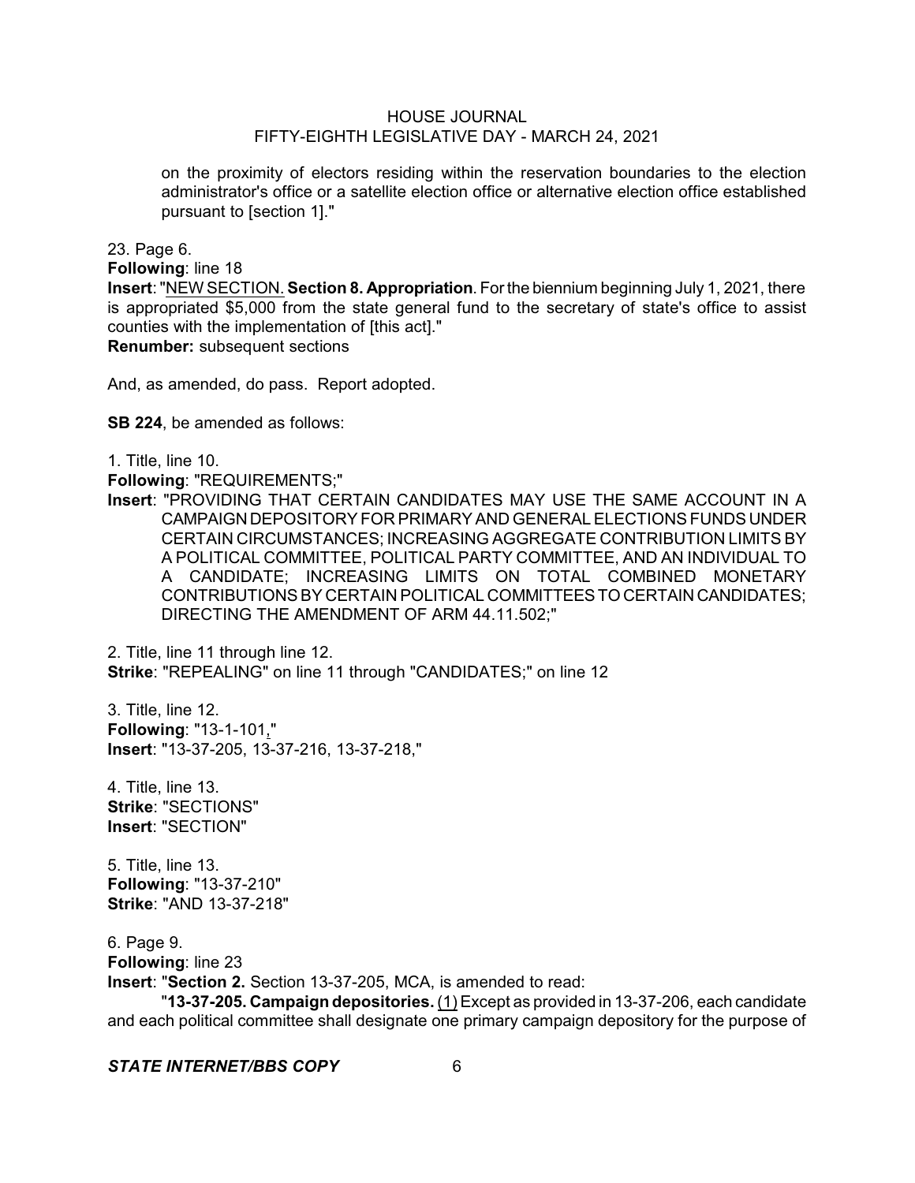on the proximity of electors residing within the reservation boundaries to the election administrator's office or a satellite election office or alternative election office established pursuant to [section 1]."

23. Page 6.
**Following**: line 18
**Insert**: "NEW SECTION. **Section 8. Appropriation**. For the biennium beginning July 1, 2021, there is appropriated $5,000 from the state general fund to the secretary of state's office to assist counties with the implementation of [this act]."
**Renumber:** subsequent sections

And, as amended, do pass. Report adopted.

**SB 224**, be amended as follows:

1. Title, line 10.
**Following**: "REQUIREMENTS;"
**Insert**: "PROVIDING THAT CERTAIN CANDIDATES MAY USE THE SAME ACCOUNT IN A CAMPAIGN DEPOSITORY FOR PRIMARY AND GENERAL ELECTIONS FUNDS UNDER CERTAIN CIRCUMSTANCES; INCREASING AGGREGATE CONTRIBUTION LIMITS BY A POLITICAL COMMITTEE, POLITICAL PARTY COMMITTEE, AND AN INDIVIDUAL TO A CANDIDATE; INCREASING LIMITS ON TOTAL COMBINED MONETARY CONTRIBUTIONS BY CERTAIN POLITICAL COMMITTEES TO CERTAIN CANDIDATES; DIRECTING THE AMENDMENT OF ARM 44.11.502;"

2. Title, line 11 through line 12.
**Strike**: "REPEALING" on line 11 through "CANDIDATES;" on line 12

3. Title, line 12.
**Following**: "13-1-101,"
**Insert**: "13-37-205, 13-37-216, 13-37-218,"

4. Title, line 13.
**Strike**: "SECTIONS"
**Insert**: "SECTION"

5. Title, line 13.
**Following**: "13-37-210"
**Strike**: "AND 13-37-218"

6. Page 9.
**Following**: line 23
**Insert**: "**Section 2.** Section 13-37-205, MCA, is amended to read:

"**13-37-205. Campaign depositories.** (1) Except as provided in 13-37-206, each candidate and each political committee shall designate one primary campaign depository for the purpose of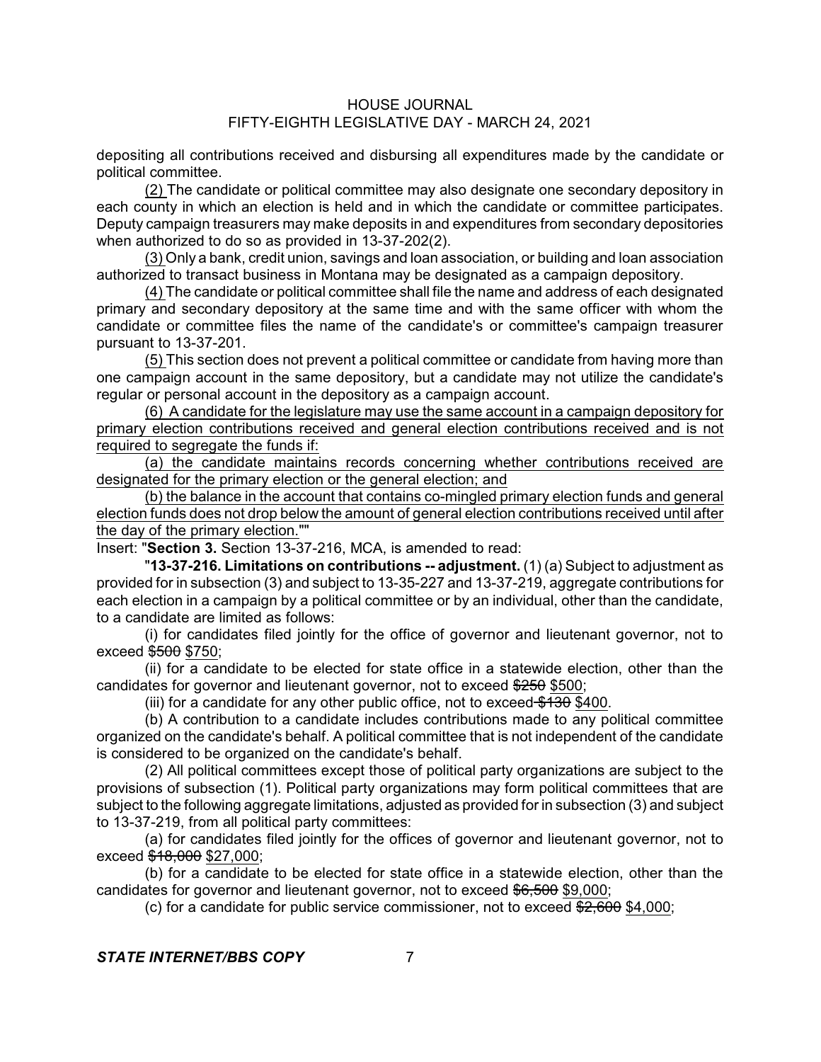depositing all contributions received and disbursing all expenditures made by the candidate or political committee.

<u>(2)</u> The candidate or political committee may also designate one secondary depository in each county in which an election is held and in which the candidate or committee participates. Deputy campaign treasurers may make deposits in and expenditures from secondary depositories when authorized to do so as provided in 13-37-202(2).

<u>(3)</u> Only a bank, credit union, savings and loan association, or building and loan association authorized to transact business in Montana may be designated as a campaign depository.

<u>(4)</u> The candidate or political committee shall file the name and address of each designated primary and secondary depository at the same time and with the same officer with whom the candidate or committee files the name of the candidate's or committee's campaign treasurer pursuant to 13-37-201.

<u>(5)</u> This section does not prevent a political committee or candidate from having more than one campaign account in the same depository, but a candidate may not utilize the candidate's regular or personal account in the depository as a campaign account.

<u>(6) A candidate for the legislature may use the same account in a campaign depository for primary election contributions received and general election contributions received and is not required to segregate the funds if:</u>

<u>(a) the candidate maintains records concerning whether contributions received are designated for the primary election or the general election; and</u>

<u>(b) the balance in the account that contains co-mingled primary election funds and general election funds does not drop below the amount of general election contributions received until after the day of the primary election.</u>""

Insert: "**Section 3.** Section 13-37-216, MCA, is amended to read:

"**13-37-216. Limitations on contributions -- adjustment.** (1) (a) Subject to adjustment as provided for in subsection (3) and subject to 13-35-227 and 13-37-219, aggregate contributions for each election in a campaign by a political committee or by an individual, other than the candidate, to a candidate are limited as follows:

(i) for candidates filed jointly for the office of governor and lieutenant governor, not to exceed ~~$500~~ <u>$750</u>;

(ii) for a candidate to be elected for state office in a statewide election, other than the candidates for governor and lieutenant governor, not to exceed ~~$250~~ <u>$500</u>;

(iii) for a candidate for any other public office, not to exceed ~~$130~~ <u>$400</u>.

(b) A contribution to a candidate includes contributions made to any political committee organized on the candidate's behalf. A political committee that is not independent of the candidate is considered to be organized on the candidate's behalf.

(2) All political committees except those of political party organizations are subject to the provisions of subsection (1). Political party organizations may form political committees that are subject to the following aggregate limitations, adjusted as provided for in subsection (3) and subject to 13-37-219, from all political party committees:

(a) for candidates filed jointly for the offices of governor and lieutenant governor, not to exceed ~~$18,000~~ <u>$27,000</u>;

(b) for a candidate to be elected for state office in a statewide election, other than the candidates for governor and lieutenant governor, not to exceed ~~$6,500~~ <u>$9,000</u>;

(c) for a candidate for public service commissioner, not to exceed ~~$2,600~~ <u>$4,000</u>;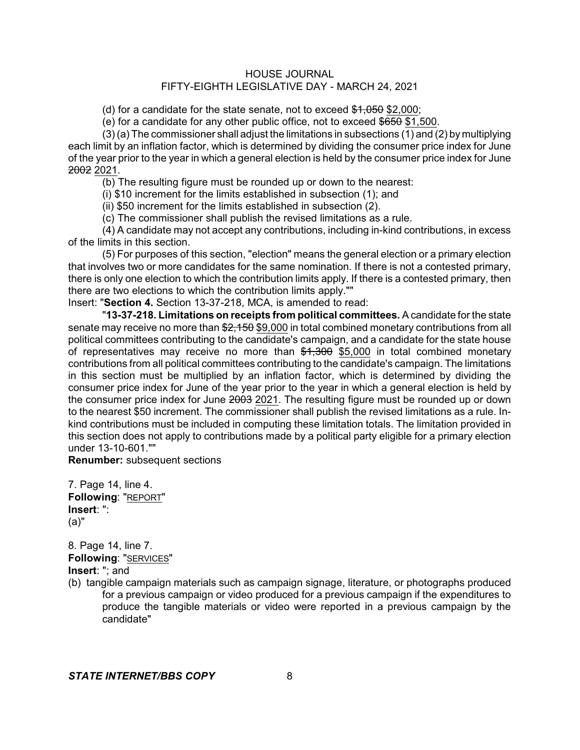(d) for a candidate for the state senate, not to exceed ~~$1,050~~ $2,000;

(e) for a candidate for any other public office, not to exceed ~~$650~~ $1,500.

(3) (a) The commissioner shall adjust the limitations in subsections (1) and (2) by multiplying each limit by an inflation factor, which is determined by dividing the consumer price index for June of the year prior to the year in which a general election is held by the consumer price index for June ~~2002~~ 2021.

(b) The resulting figure must be rounded up or down to the nearest:

(i) $10 increment for the limits established in subsection (1); and

(ii) $50 increment for the limits established in subsection (2).

(c) The commissioner shall publish the revised limitations as a rule.

(4) A candidate may not accept any contributions, including in-kind contributions, in excess of the limits in this section.

(5) For purposes of this section, "election" means the general election or a primary election that involves two or more candidates for the same nomination. If there is not a contested primary, there is only one election to which the contribution limits apply. If there is a contested primary, then there are two elections to which the contribution limits apply.""

Insert: "**Section 4.** Section 13-37-218, MCA, is amended to read:

"**13-37-218. Limitations on receipts from political committees.** A candidate for the state senate may receive no more than ~~$2,150~~ $9,000 in total combined monetary contributions from all political committees contributing to the candidate's campaign, and a candidate for the state house of representatives may receive no more than ~~$1,300~~ $5,000 in total combined monetary contributions from all political committees contributing to the candidate's campaign. The limitations in this section must be multiplied by an inflation factor, which is determined by dividing the consumer price index for June of the year prior to the year in which a general election is held by the consumer price index for June ~~2003~~ 2021. The resulting figure must be rounded up or down to the nearest $50 increment. The commissioner shall publish the revised limitations as a rule. In-kind contributions must be included in computing these limitation totals. The limitation provided in this section does not apply to contributions made by a political party eligible for a primary election under 13-10-601.""

**Renumber:** subsequent sections

7. Page 14, line 4.
**Following**: "REPORT"
**Insert**: ":
(a)"

8. Page 14, line 7.
**Following**: "SERVICES"
**Insert**: "; and
(b) tangible campaign materials such as campaign signage, literature, or photographs produced for a previous campaign or video produced for a previous campaign if the expenditures to produce the tangible materials or video were reported in a previous campaign by the candidate"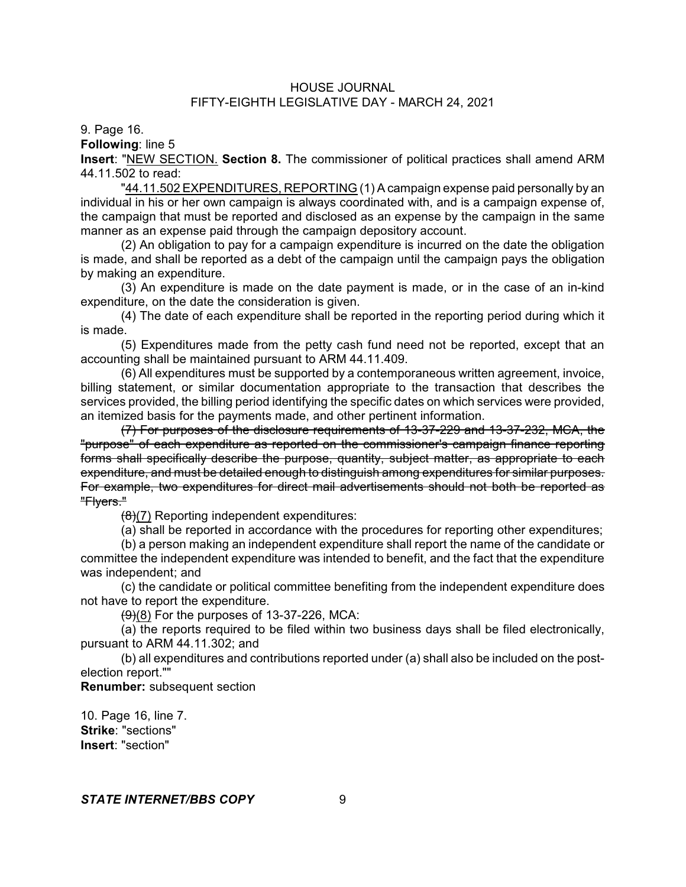9. Page 16.

**Following**: line 5

**Insert**: "<u>NEW SECTION.</u> **Section 8.** The commissioner of political practices shall amend ARM 44.11.502 to read:

"<u>44.11.502 EXPENDITURES, REPORTING</u> (1) A campaign expense paid personally by an individual in his or her own campaign is always coordinated with, and is a campaign expense of, the campaign that must be reported and disclosed as an expense by the campaign in the same manner as an expense paid through the campaign depository account.

(2) An obligation to pay for a campaign expenditure is incurred on the date the obligation is made, and shall be reported as a debt of the campaign until the campaign pays the obligation by making an expenditure.

(3) An expenditure is made on the date payment is made, or in the case of an in-kind expenditure, on the date the consideration is given.

(4) The date of each expenditure shall be reported in the reporting period during which it is made.

(5) Expenditures made from the petty cash fund need not be reported, except that an accounting shall be maintained pursuant to ARM 44.11.409.

(6) All expenditures must be supported by a contemporaneous written agreement, invoice, billing statement, or similar documentation appropriate to the transaction that describes the services provided, the billing period identifying the specific dates on which services were provided, an itemized basis for the payments made, and other pertinent information.

~~(7) For purposes of the disclosure requirements of 13-37-229 and 13-37-232, MCA, the "purpose" of each expenditure as reported on the commissioner's campaign finance reporting forms shall specifically describe the purpose, quantity, subject matter, as appropriate to each expenditure, and must be detailed enough to distinguish among expenditures for similar purposes. For example, two expenditures for direct mail advertisements should not both be reported as "Flyers."~~

~~(8)~~<u>(7)</u> Reporting independent expenditures:

(a) shall be reported in accordance with the procedures for reporting other expenditures;

(b) a person making an independent expenditure shall report the name of the candidate or committee the independent expenditure was intended to benefit, and the fact that the expenditure was independent; and

(c) the candidate or political committee benefiting from the independent expenditure does not have to report the expenditure.

~~(9)~~<u>(8)</u> For the purposes of 13-37-226, MCA:

(a) the reports required to be filed within two business days shall be filed electronically, pursuant to ARM 44.11.302; and

(b) all expenditures and contributions reported under (a) shall also be included on the post-election report.""

**Renumber:** subsequent section

10. Page 16, line 7.

**Strike**: "sections"

**Insert**: "section"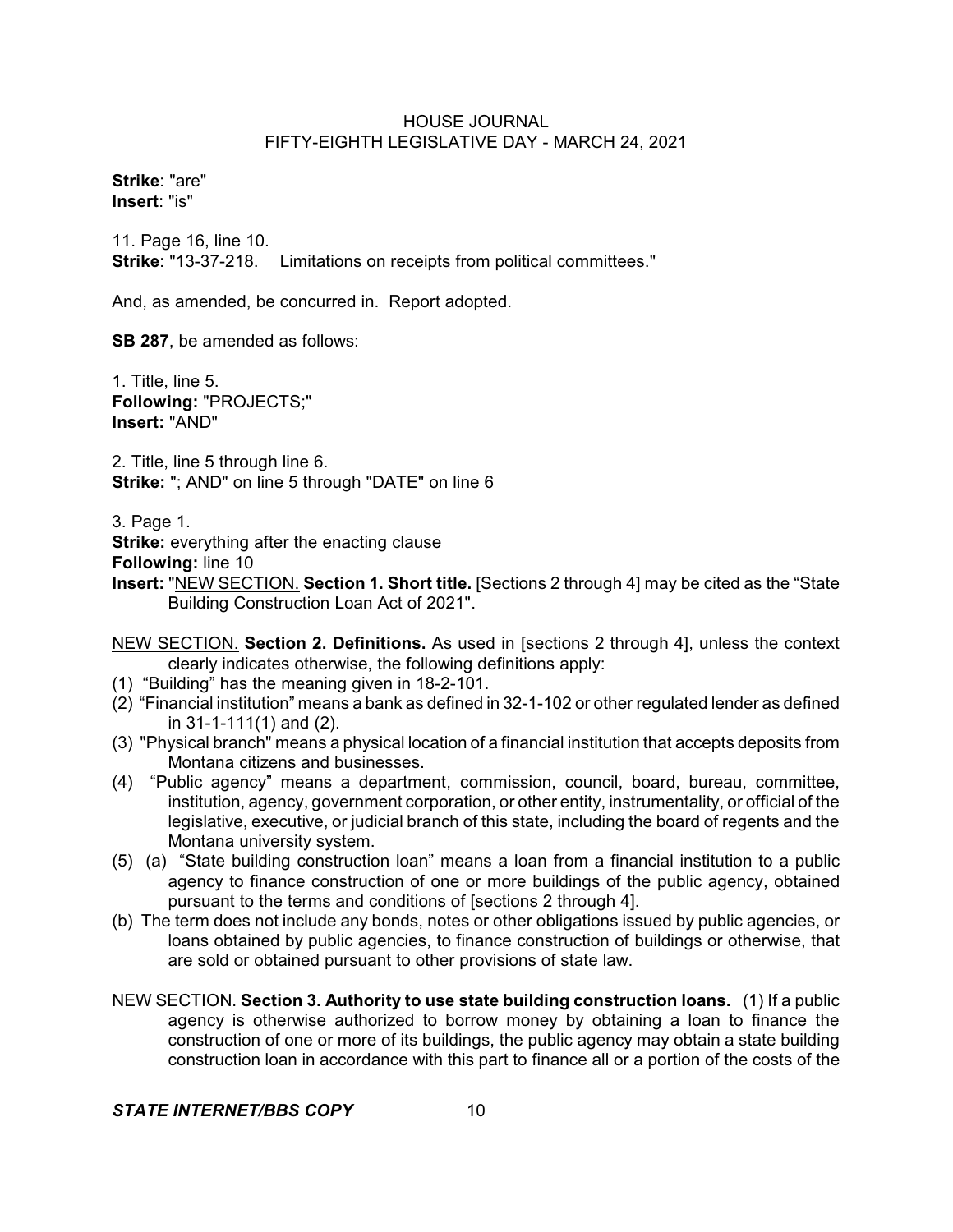**Strike**: "are"
**Insert**: "is"

11. Page 16, line 10.
**Strike**: "13-37-218. Limitations on receipts from political committees."

And, as amended, be concurred in. Report adopted.

**SB 287**, be amended as follows:

1. Title, line 5.
**Following:** "PROJECTS;"
**Insert:** "AND"

2. Title, line 5 through line 6.
**Strike:** "; AND" on line 5 through "DATE" on line 6

3. Page 1.
**Strike:** everything after the enacting clause
**Following:** line 10
**Insert:** "NEW SECTION. **Section 1. Short title.** [Sections 2 through 4] may be cited as the "State Building Construction Loan Act of 2021".

NEW SECTION. **Section 2. Definitions.** As used in [sections 2 through 4], unless the context clearly indicates otherwise, the following definitions apply:

(1) "Building" has the meaning given in 18-2-101.

(2) "Financial institution" means a bank as defined in 32-1-102 or other regulated lender as defined in 31-1-111(1) and (2).

(3) "Physical branch" means a physical location of a financial institution that accepts deposits from Montana citizens and businesses.

(4) "Public agency" means a department, commission, council, board, bureau, committee, institution, agency, government corporation, or other entity, instrumentality, or official of the legislative, executive, or judicial branch of this state, including the board of regents and the Montana university system.

(5) (a) "State building construction loan" means a loan from a financial institution to a public agency to finance construction of one or more buildings of the public agency, obtained pursuant to the terms and conditions of [sections 2 through 4].

(b) The term does not include any bonds, notes or other obligations issued by public agencies, or loans obtained by public agencies, to finance construction of buildings or otherwise, that are sold or obtained pursuant to other provisions of state law.

NEW SECTION. **Section 3. Authority to use state building construction loans.** (1) If a public agency is otherwise authorized to borrow money by obtaining a loan to finance the construction of one or more of its buildings, the public agency may obtain a state building construction loan in accordance with this part to finance all or a portion of the costs of the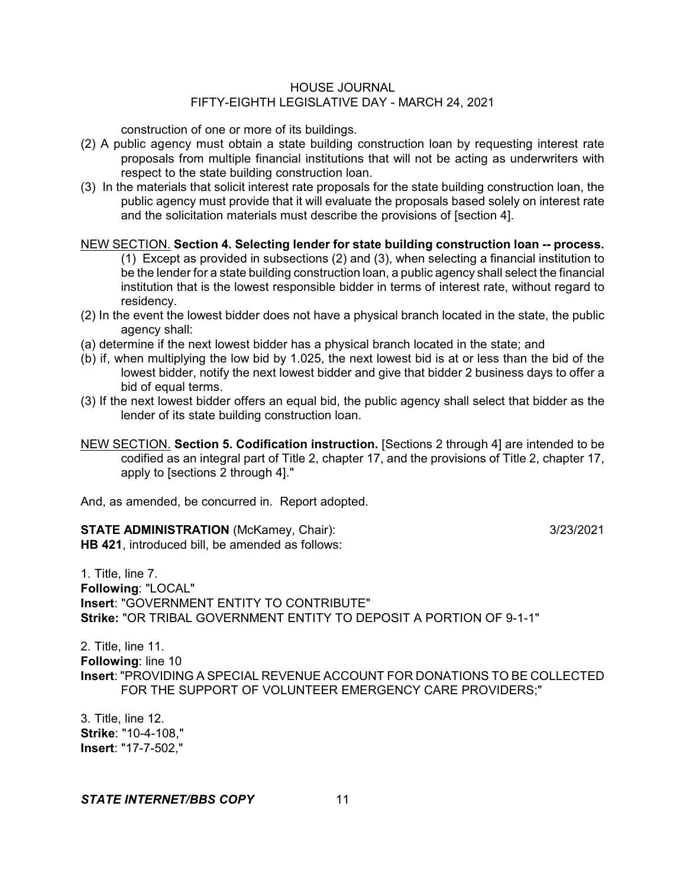construction of one or more of its buildings.

(2) A public agency must obtain a state building construction loan by requesting interest rate proposals from multiple financial institutions that will not be acting as underwriters with respect to the state building construction loan.

(3) In the materials that solicit interest rate proposals for the state building construction loan, the public agency must provide that it will evaluate the proposals based solely on interest rate and the solicitation materials must describe the provisions of [section 4].

NEW SECTION. **Section 4. Selecting lender for state building construction loan -- process.** (1) Except as provided in subsections (2) and (3), when selecting a financial institution to be the lender for a state building construction loan, a public agency shall select the financial institution that is the lowest responsible bidder in terms of interest rate, without regard to residency.

(2) In the event the lowest bidder does not have a physical branch located in the state, the public agency shall:

(a) determine if the next lowest bidder has a physical branch located in the state; and

(b) if, when multiplying the low bid by 1.025, the next lowest bid is at or less than the bid of the lowest bidder, notify the next lowest bidder and give that bidder 2 business days to offer a bid of equal terms.

(3) If the next lowest bidder offers an equal bid, the public agency shall select that bidder as the lender of its state building construction loan.

NEW SECTION. **Section 5. Codification instruction.** [Sections 2 through 4] are intended to be codified as an integral part of Title 2, chapter 17, and the provisions of Title 2, chapter 17, apply to [sections 2 through 4]."

And, as amended, be concurred in. Report adopted.

**STATE ADMINISTRATION** (McKamey, Chair): 3/23/2021

**HB 421**, introduced bill, be amended as follows:

1. Title, line 7.
**Following**: "LOCAL"
**Insert**: "GOVERNMENT ENTITY TO CONTRIBUTE"
**Strike:** "OR TRIBAL GOVERNMENT ENTITY TO DEPOSIT A PORTION OF 9-1-1"

2. Title, line 11.
**Following**: line 10
**Insert**: "PROVIDING A SPECIAL REVENUE ACCOUNT FOR DONATIONS TO BE COLLECTED FOR THE SUPPORT OF VOLUNTEER EMERGENCY CARE PROVIDERS;"

3. Title, line 12.
**Strike**: "10-4-108,"
**Insert**: "17-7-502,"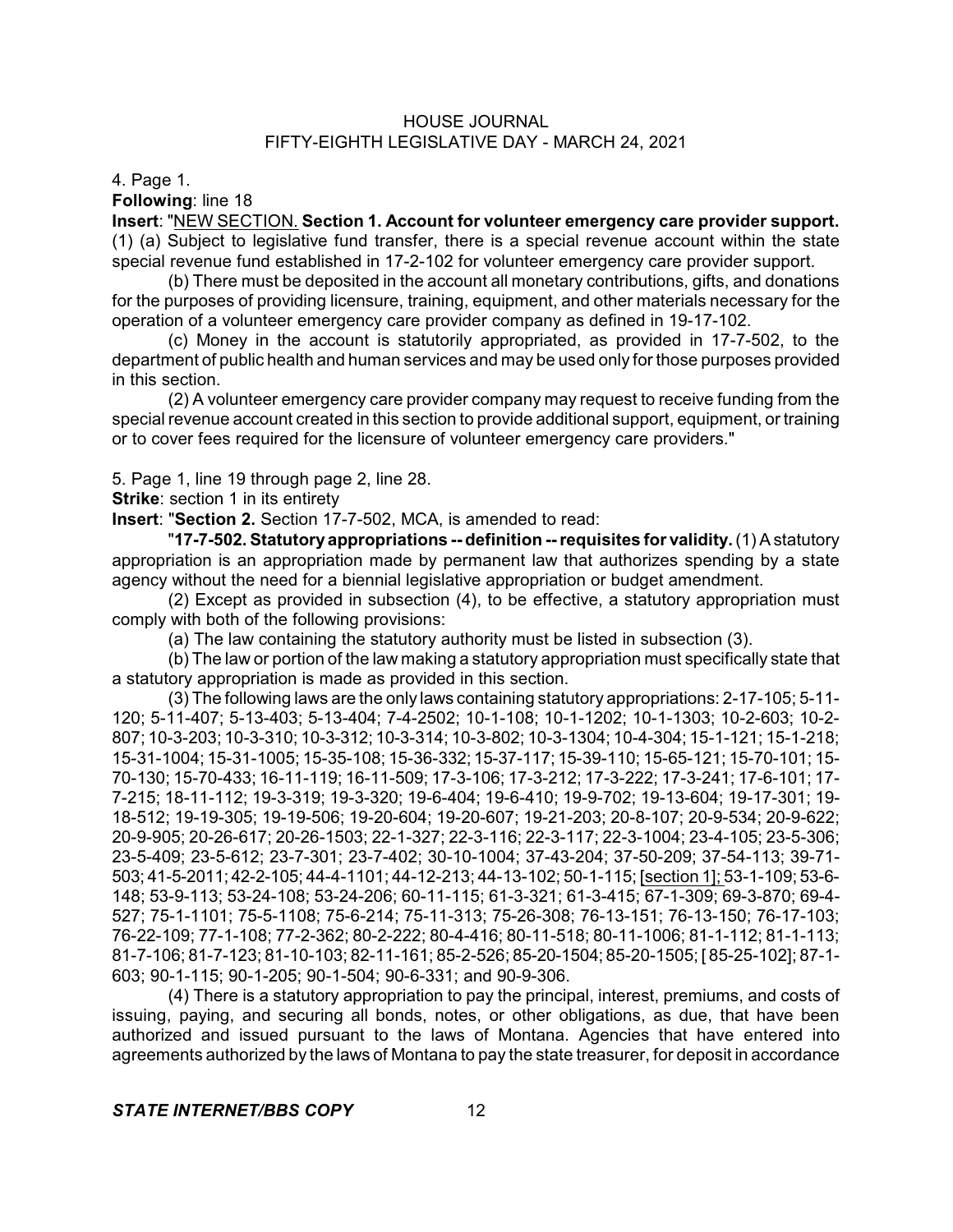4. Page 1.

**Following**: line 18

**Insert**: "NEW SECTION. **Section 1. Account for volunteer emergency care provider support.** (1) (a) Subject to legislative fund transfer, there is a special revenue account within the state special revenue fund established in 17-2-102 for volunteer emergency care provider support.

(b) There must be deposited in the account all monetary contributions, gifts, and donations for the purposes of providing licensure, training, equipment, and other materials necessary for the operation of a volunteer emergency care provider company as defined in 19-17-102.

(c) Money in the account is statutorily appropriated, as provided in 17-7-502, to the department of public health and human services and may be used only for those purposes provided in this section.

(2) A volunteer emergency care provider company may request to receive funding from the special revenue account created in this section to provide additional support, equipment, or training or to cover fees required for the licensure of volunteer emergency care providers."

5. Page 1, line 19 through page 2, line 28.

**Strike**: section 1 in its entirety

**Insert**: "**Section 2.** Section 17-7-502, MCA, is amended to read:

"**17-7-502. Statutory appropriations -- definition -- requisites for validity.** (1) A statutory appropriation is an appropriation made by permanent law that authorizes spending by a state agency without the need for a biennial legislative appropriation or budget amendment.

(2) Except as provided in subsection (4), to be effective, a statutory appropriation must comply with both of the following provisions:

(a) The law containing the statutory authority must be listed in subsection (3).

(b) The law or portion of the law making a statutory appropriation must specifically state that a statutory appropriation is made as provided in this section.

(3) The following laws are the only laws containing statutory appropriations: 2-17-105; 5-11-120; 5-11-407; 5-13-403; 5-13-404; 7-4-2502; 10-1-108; 10-1-1202; 10-1-1303; 10-2-603; 10-2-807; 10-3-203; 10-3-310; 10-3-312; 10-3-314; 10-3-802; 10-3-1304; 10-4-304; 15-1-121; 15-1-218; 15-31-1004; 15-31-1005; 15-35-108; 15-36-332; 15-37-117; 15-39-110; 15-65-121; 15-70-101; 15-70-130; 15-70-433; 16-11-119; 16-11-509; 17-3-106; 17-3-212; 17-3-222; 17-3-241; 17-6-101; 17-7-215; 18-11-112; 19-3-319; 19-3-320; 19-6-404; 19-6-410; 19-9-702; 19-13-604; 19-17-301; 19-18-512; 19-19-305; 19-19-506; 19-20-604; 19-20-607; 19-21-203; 20-8-107; 20-9-534; 20-9-622; 20-9-905; 20-26-617; 20-26-1503; 22-1-327; 22-3-116; 22-3-117; 22-3-1004; 23-4-105; 23-5-306; 23-5-409; 23-5-612; 23-7-301; 23-7-402; 30-10-1004; 37-43-204; 37-50-209; 37-54-113; 39-71-503; 41-5-2011; 42-2-105; 44-4-1101; 44-12-213; 44-13-102; 50-1-115; [section 1]; 53-1-109; 53-6-148; 53-9-113; 53-24-108; 53-24-206; 60-11-115; 61-3-321; 61-3-415; 67-1-309; 69-3-870; 69-4-527; 75-1-1101; 75-5-1108; 75-6-214; 75-11-313; 75-26-308; 76-13-151; 76-13-150; 76-17-103; 76-22-109; 77-1-108; 77-2-362; 80-2-222; 80-4-416; 80-11-518; 80-11-1006; 81-1-112; 81-1-113; 81-7-106; 81-7-123; 81-10-103; 82-11-161; 85-2-526; 85-20-1504; 85-20-1505; [85-25-102]; 87-1-603; 90-1-115; 90-1-205; 90-1-504; 90-6-331; and 90-9-306.

(4) There is a statutory appropriation to pay the principal, interest, premiums, and costs of issuing, paying, and securing all bonds, notes, or other obligations, as due, that have been authorized and issued pursuant to the laws of Montana. Agencies that have entered into agreements authorized by the laws of Montana to pay the state treasurer, for deposit in accordance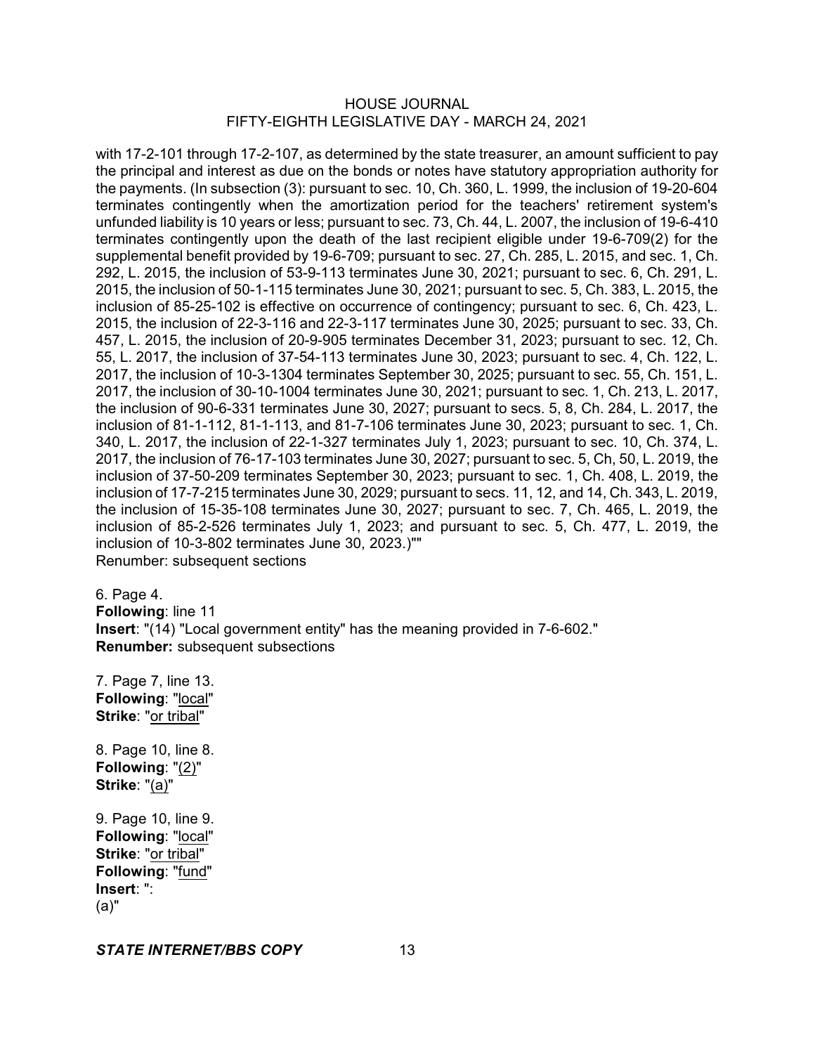with 17-2-101 through 17-2-107, as determined by the state treasurer, an amount sufficient to pay the principal and interest as due on the bonds or notes have statutory appropriation authority for the payments. (In subsection (3): pursuant to sec. 10, Ch. 360, L. 1999, the inclusion of 19-20-604 terminates contingently when the amortization period for the teachers' retirement system's unfunded liability is 10 years or less; pursuant to sec. 73, Ch. 44, L. 2007, the inclusion of 19-6-410 terminates contingently upon the death of the last recipient eligible under 19-6-709(2) for the supplemental benefit provided by 19-6-709; pursuant to sec. 27, Ch. 285, L. 2015, and sec. 1, Ch. 292, L. 2015, the inclusion of 53-9-113 terminates June 30, 2021; pursuant to sec. 6, Ch. 291, L. 2015, the inclusion of 50-1-115 terminates June 30, 2021; pursuant to sec. 5, Ch. 383, L. 2015, the inclusion of 85-25-102 is effective on occurrence of contingency; pursuant to sec. 6, Ch. 423, L. 2015, the inclusion of 22-3-116 and 22-3-117 terminates June 30, 2025; pursuant to sec. 33, Ch. 457, L. 2015, the inclusion of 20-9-905 terminates December 31, 2023; pursuant to sec. 12, Ch. 55, L. 2017, the inclusion of 37-54-113 terminates June 30, 2023; pursuant to sec. 4, Ch. 122, L. 2017, the inclusion of 10-3-1304 terminates September 30, 2025; pursuant to sec. 55, Ch. 151, L. 2017, the inclusion of 30-10-1004 terminates June 30, 2021; pursuant to sec. 1, Ch. 213, L. 2017, the inclusion of 90-6-331 terminates June 30, 2027; pursuant to secs. 5, 8, Ch. 284, L. 2017, the inclusion of 81-1-112, 81-1-113, and 81-7-106 terminates June 30, 2023; pursuant to sec. 1, Ch. 340, L. 2017, the inclusion of 22-1-327 terminates July 1, 2023; pursuant to sec. 10, Ch. 374, L. 2017, the inclusion of 76-17-103 terminates June 30, 2027; pursuant to sec. 5, Ch, 50, L. 2019, the inclusion of 37-50-209 terminates September 30, 2023; pursuant to sec. 1, Ch. 408, L. 2019, the inclusion of 17-7-215 terminates June 30, 2029; pursuant to secs. 11, 12, and 14, Ch. 343, L. 2019, the inclusion of 15-35-108 terminates June 30, 2027; pursuant to sec. 7, Ch. 465, L. 2019, the inclusion of 85-2-526 terminates July 1, 2023; and pursuant to sec. 5, Ch. 477, L. 2019, the inclusion of 10-3-802 terminates June 30, 2023.)""
Renumber: subsequent sections

6. Page 4.
**Following**: line 11
**Insert**: "(14) "Local government entity" has the meaning provided in 7-6-602."
**Renumber:** subsequent subsections

7. Page 7, line 13.
**Following**: "local"
**Strike**: "or tribal"

8. Page 10, line 8.
**Following**: "(2)"
**Strike**: "(a)"

9. Page 10, line 9.
**Following**: "local"
**Strike**: "or tribal"
**Following**: "fund"
**Insert**: ":
(a)"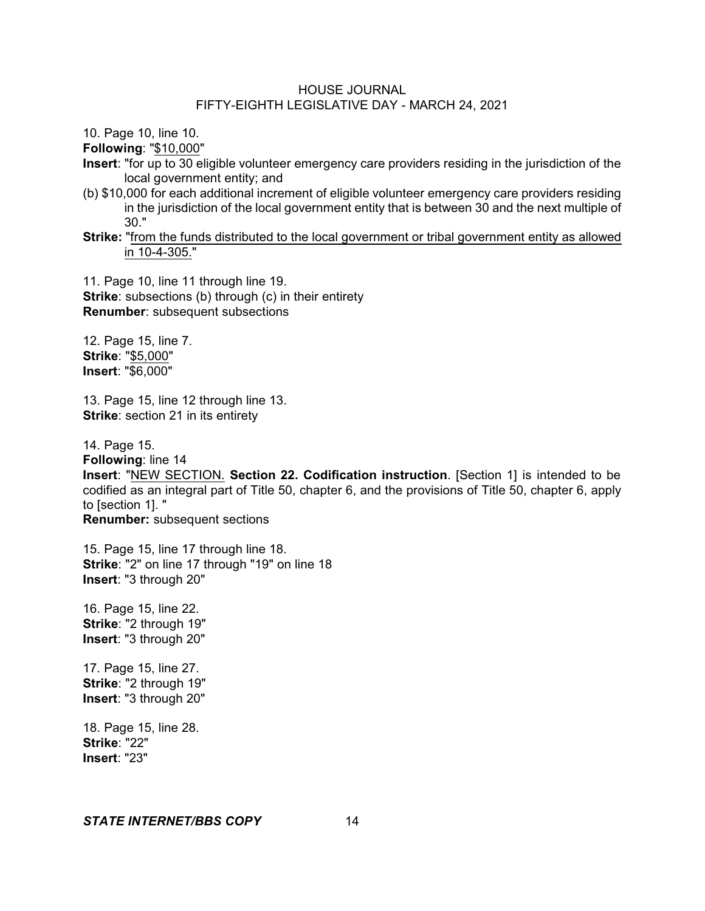10. Page 10, line 10.

**Following**: "$10,000"

**Insert**: "for up to 30 eligible volunteer emergency care providers residing in the jurisdiction of the local government entity; and

(b) $10,000 for each additional increment of eligible volunteer emergency care providers residing in the jurisdiction of the local government entity that is between 30 and the next multiple of 30."

**Strike:** "from the funds distributed to the local government or tribal government entity as allowed in 10-4-305."

11. Page 10, line 11 through line 19.

**Strike**: subsections (b) through (c) in their entirety

**Renumber**: subsequent subsections

12. Page 15, line 7.

**Strike**: "$5,000"

**Insert**: "$6,000"

13. Page 15, line 12 through line 13.

**Strike**: section 21 in its entirety

14. Page 15.

**Following**: line 14

**Insert**: "NEW SECTION. **Section 22. Codification instruction**. [Section 1] is intended to be codified as an integral part of Title 50, chapter 6, and the provisions of Title 50, chapter 6, apply to [section 1]. "

**Renumber:** subsequent sections

15. Page 15, line 17 through line 18.

**Strike**: "2" on line 17 through "19" on line 18

**Insert**: "3 through 20"

16. Page 15, line 22.

**Strike**: "2 through 19"

**Insert**: "3 through 20"

17. Page 15, line 27.

**Strike**: "2 through 19"

**Insert**: "3 through 20"

18. Page 15, line 28.

**Strike**: "22"

**Insert**: "23"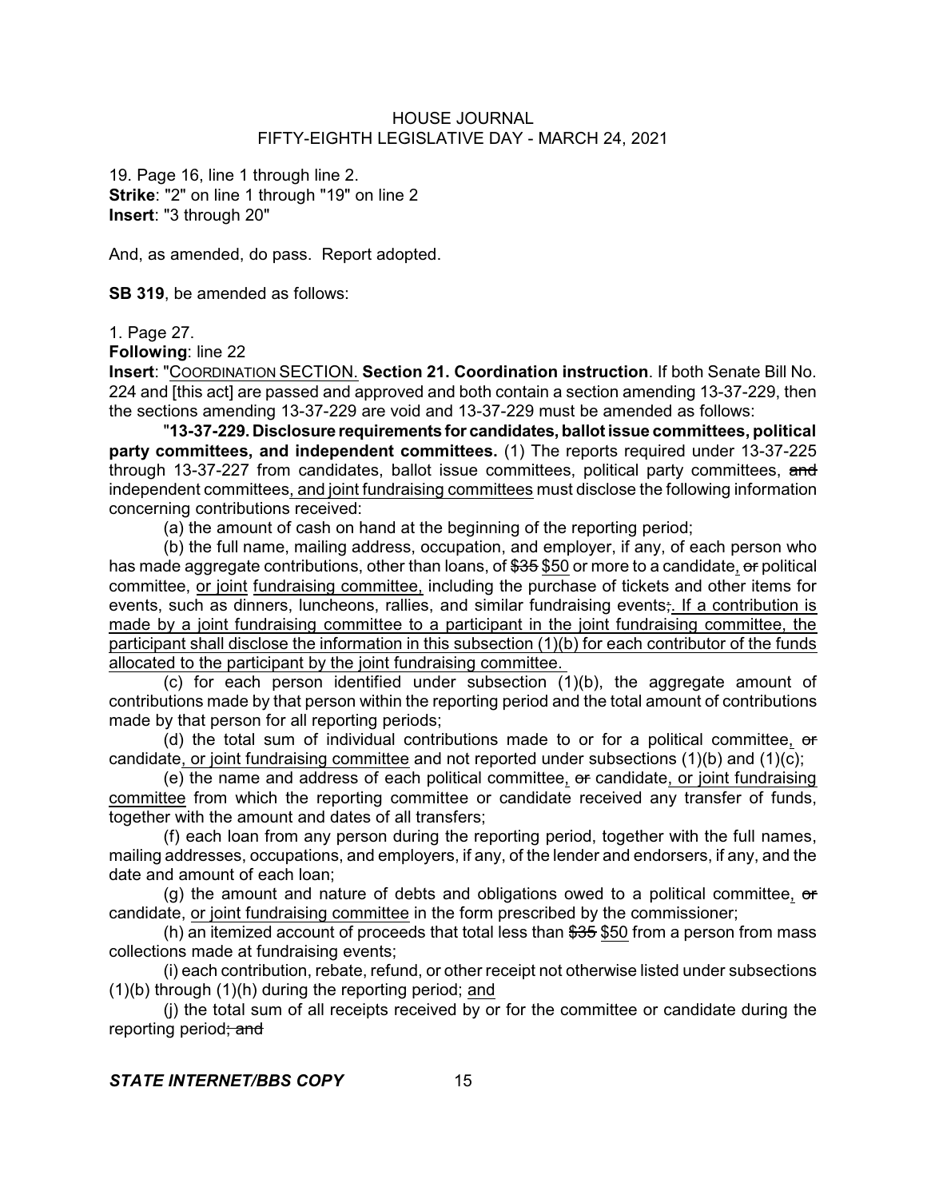19. Page 16, line 1 through line 2.
**Strike**: "2" on line 1 through "19" on line 2
**Insert**: "3 through 20"

And, as amended, do pass. Report adopted.

**SB 319**, be amended as follows:

1. Page 27.
**Following**: line 22
**Insert**: "COORDINATION SECTION. **Section 21. Coordination instruction**. If both Senate Bill No. 224 and [this act] are passed and approved and both contain a section amending 13-37-229, then the sections amending 13-37-229 are void and 13-37-229 must be amended as follows:

"**13-37-229. Disclosure requirements for candidates, ballot issue committees, political party committees, and independent committees.** (1) The reports required under 13-37-225 through 13-37-227 from candidates, ballot issue committees, political party committees, ~~and~~ independent committees, and joint fundraising committees must disclose the following information concerning contributions received:

(a) the amount of cash on hand at the beginning of the reporting period;

(b) the full name, mailing address, occupation, and employer, if any, of each person who has made aggregate contributions, other than loans, of ~~$35~~ $50 or more to a candidate, ~~or~~ political committee, or joint fundraising committee, including the purchase of tickets and other items for events, such as dinners, luncheons, rallies, and similar fundraising events~~;~~. If a contribution is made by a joint fundraising committee to a participant in the joint fundraising committee, the participant shall disclose the information in this subsection (1)(b) for each contributor of the funds allocated to the participant by the joint fundraising committee.

(c) for each person identified under subsection (1)(b), the aggregate amount of contributions made by that person within the reporting period and the total amount of contributions made by that person for all reporting periods;

(d) the total sum of individual contributions made to or for a political committee, ~~or~~ candidate, or joint fundraising committee and not reported under subsections (1)(b) and (1)(c);

(e) the name and address of each political committee, ~~or~~ candidate, or joint fundraising committee from which the reporting committee or candidate received any transfer of funds, together with the amount and dates of all transfers;

(f) each loan from any person during the reporting period, together with the full names, mailing addresses, occupations, and employers, if any, of the lender and endorsers, if any, and the date and amount of each loan;

(g) the amount and nature of debts and obligations owed to a political committee, ~~or~~ candidate, or joint fundraising committee in the form prescribed by the commissioner;

(h) an itemized account of proceeds that total less than ~~$35~~ $50 from a person from mass collections made at fundraising events;

(i) each contribution, rebate, refund, or other receipt not otherwise listed under subsections (1)(b) through (1)(h) during the reporting period; and

(j) the total sum of all receipts received by or for the committee or candidate during the reporting period~~; and~~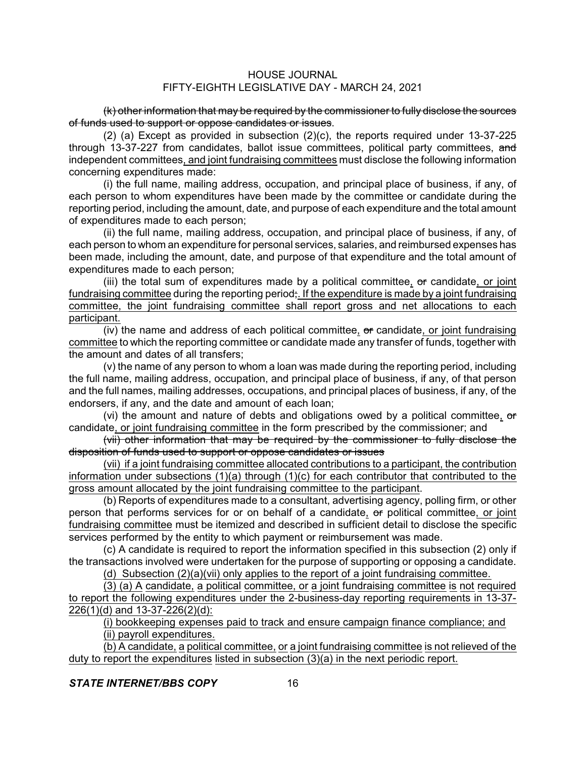~~(k) other information that may be required by the commissioner to fully disclose the sources of funds used to support or oppose candidates or issues~~.

(2) (a) Except as provided in subsection (2)(c), the reports required under 13-37-225 through 13-37-227 from candidates, ballot issue committees, political party committees, ~~and~~ independent committees<u>, and joint fundraising committees</u> must disclose the following information concerning expenditures made:

(i) the full name, mailing address, occupation, and principal place of business, if any, of each person to whom expenditures have been made by the committee or candidate during the reporting period, including the amount, date, and purpose of each expenditure and the total amount of expenditures made to each person;

(ii) the full name, mailing address, occupation, and principal place of business, if any, of each person to whom an expenditure for personal services, salaries, and reimbursed expenses has been made, including the amount, date, and purpose of that expenditure and the total amount of expenditures made to each person;

(iii) the total sum of expenditures made by a political committee<u>,</u> ~~or~~ candidate<u>, or joint fundraising committee</u> during the reporting period~~;~~<u>. If the expenditure is made by a joint fundraising committee, the joint fundraising committee shall report gross and net allocations to each participant.</u>

(iv) the name and address of each political committee<u>,</u> ~~or~~ candidate<u>, or joint fundraising committee</u> to which the reporting committee or candidate made any transfer of funds, together with the amount and dates of all transfers;

(v) the name of any person to whom a loan was made during the reporting period, including the full name, mailing address, occupation, and principal place of business, if any, of that person and the full names, mailing addresses, occupations, and principal places of business, if any, of the endorsers, if any, and the date and amount of each loan;

(vi) the amount and nature of debts and obligations owed by a political committee<u>,</u> ~~or~~ candidate<u>, or joint fundraising committee</u> in the form prescribed by the commissioner; and

~~(vii) other information that may be required by the commissioner to fully disclose the disposition of funds used to support or oppose candidates or issues~~

<u>(vii) if a joint fundraising committee allocated contributions to a participant, the contribution information under subsections (1)(a) through (1)(c) for each contributor that contributed to the gross amount allocated by the joint fundraising committee to the participant</u>.

(b) Reports of expenditures made to a consultant, advertising agency, polling firm, or other person that performs services for or on behalf of a candidate<u>,</u> ~~or~~ political committee<u>, or joint fundraising committee</u> must be itemized and described in sufficient detail to disclose the specific services performed by the entity to which payment or reimbursement was made.

(c) A candidate is required to report the information specified in this subsection (2) only if the transactions involved were undertaken for the purpose of supporting or opposing a candidate.

<u>(d) Subsection (2)(a)(vii) only applies to the report of a joint fundraising committee.</u>

<u>(3) (a) A candidate, a political committee, or a joint fundraising committee is not required to report the following expenditures under the 2-business-day reporting requirements in 13-37-226(1)(d) and 13-37-226(2)(d):</u>

<u>(i) bookkeeping expenses paid to track and ensure campaign finance compliance; and</u>

<u>(ii) payroll expenditures.</u>

<u>(b) A candidate, a political committee, or a joint fundraising committee is not relieved of the duty to report the expenditures listed in subsection (3)(a) in the next periodic report.</u>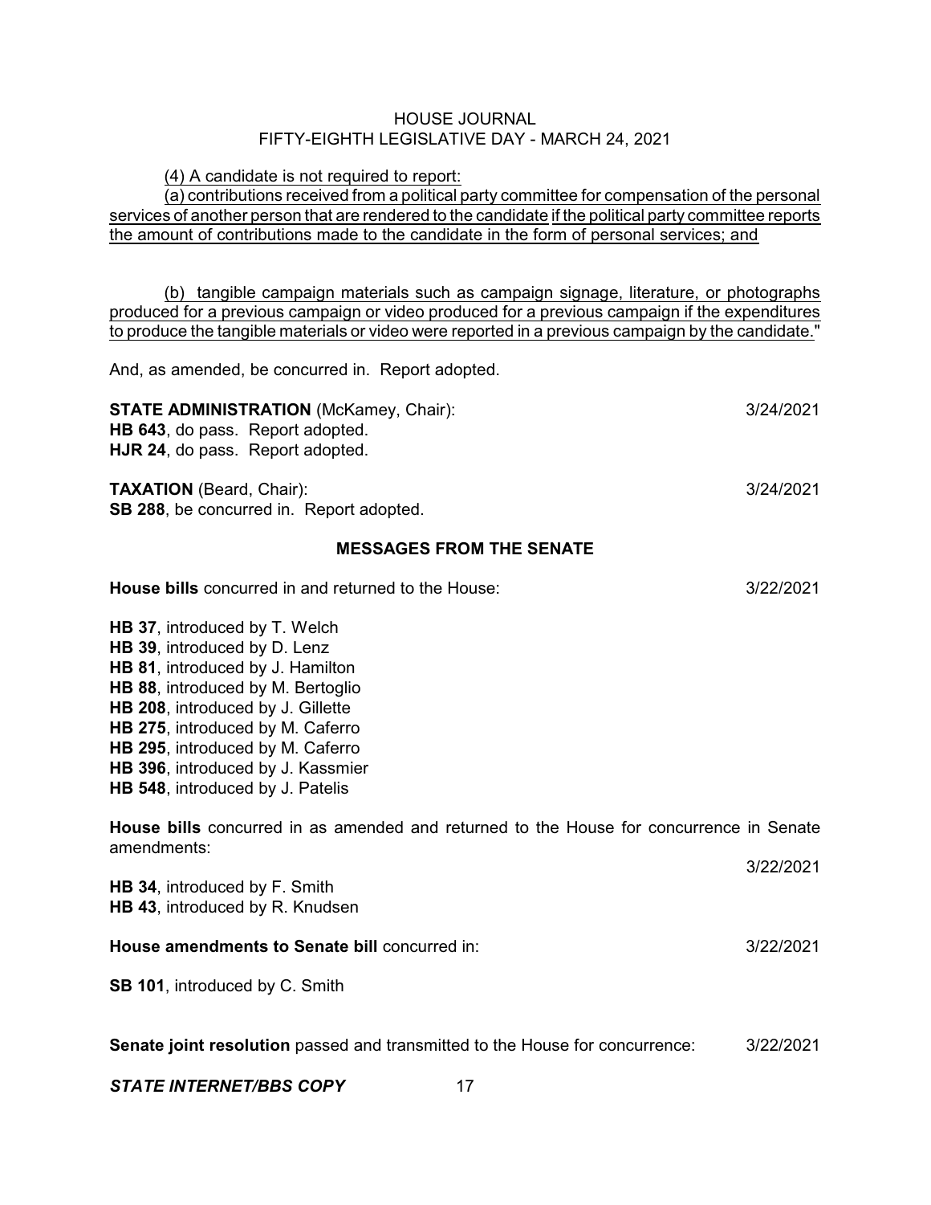(4) A candidate is not required to report:

(a) contributions received from a political party committee for compensation of the personal services of another person that are rendered to the candidate if the political party committee reports the amount of contributions made to the candidate in the form of personal services; and

(b) tangible campaign materials such as campaign signage, literature, or photographs produced for a previous campaign or video produced for a previous campaign if the expenditures to produce the tangible materials or video were reported in a previous campaign by the candidate."

And, as amended, be concurred in. Report adopted.

**STATE ADMINISTRATION** (McKamey, Chair): 3/24/2021
**HB 643**, do pass. Report adopted.
**HJR 24**, do pass. Report adopted.

**TAXATION** (Beard, Chair): 3/24/2021
**SB 288**, be concurred in. Report adopted.

## MESSAGES FROM THE SENATE

**House bills** concurred in and returned to the House: 3/22/2021

**HB 37**, introduced by T. Welch
**HB 39**, introduced by D. Lenz
**HB 81**, introduced by J. Hamilton
**HB 88**, introduced by M. Bertoglio
**HB 208**, introduced by J. Gillette
**HB 275**, introduced by M. Caferro
**HB 295**, introduced by M. Caferro
**HB 396**, introduced by J. Kassmier
**HB 548**, introduced by J. Patelis

**House bills** concurred in as amended and returned to the House for concurrence in Senate amendments: 3/22/2021

**HB 34**, introduced by F. Smith
**HB 43**, introduced by R. Knudsen

**House amendments to Senate bill** concurred in: 3/22/2021

**SB 101**, introduced by C. Smith

**Senate joint resolution** passed and transmitted to the House for concurrence: 3/22/2021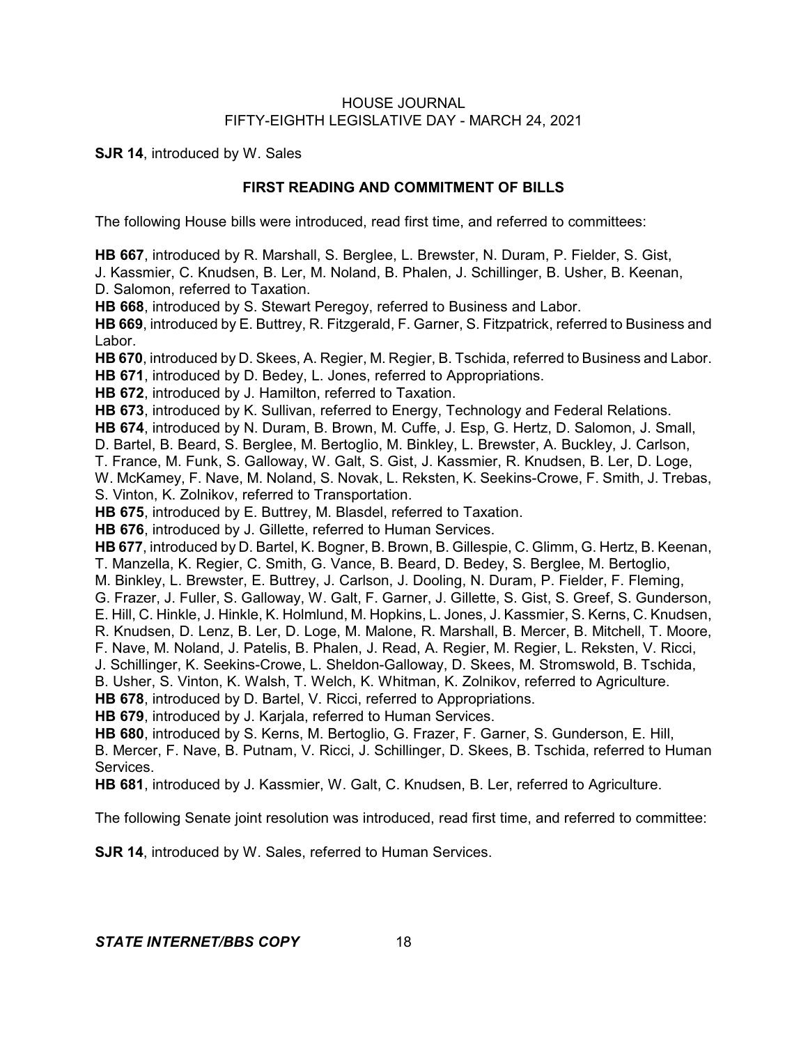**SJR 14**, introduced by W. Sales

## FIRST READING AND COMMITMENT OF BILLS

The following House bills were introduced, read first time, and referred to committees:

**HB 667**, introduced by R. Marshall, S. Berglee, L. Brewster, N. Duram, P. Fielder, S. Gist, J. Kassmier, C. Knudsen, B. Ler, M. Noland, B. Phalen, J. Schillinger, B. Usher, B. Keenan, D. Salomon, referred to Taxation.

**HB 668**, introduced by S. Stewart Peregoy, referred to Business and Labor.

**HB 669**, introduced by E. Buttrey, R. Fitzgerald, F. Garner, S. Fitzpatrick, referred to Business and Labor.

**HB 670**, introduced by D. Skees, A. Regier, M. Regier, B. Tschida, referred to Business and Labor.

**HB 671**, introduced by D. Bedey, L. Jones, referred to Appropriations.

**HB 672**, introduced by J. Hamilton, referred to Taxation.

**HB 673**, introduced by K. Sullivan, referred to Energy, Technology and Federal Relations.

**HB 674**, introduced by N. Duram, B. Brown, M. Cuffe, J. Esp, G. Hertz, D. Salomon, J. Small, D. Bartel, B. Beard, S. Berglee, M. Bertoglio, M. Binkley, L. Brewster, A. Buckley, J. Carlson, T. France, M. Funk, S. Galloway, W. Galt, S. Gist, J. Kassmier, R. Knudsen, B. Ler, D. Loge, W. McKamey, F. Nave, M. Noland, S. Novak, L. Reksten, K. Seekins-Crowe, F. Smith, J. Trebas, S. Vinton, K. Zolnikov, referred to Transportation.

**HB 675**, introduced by E. Buttrey, M. Blasdel, referred to Taxation.

**HB 676**, introduced by J. Gillette, referred to Human Services.

**HB 677**, introduced by D. Bartel, K. Bogner, B. Brown, B. Gillespie, C. Glimm, G. Hertz, B. Keenan, T. Manzella, K. Regier, C. Smith, G. Vance, B. Beard, D. Bedey, S. Berglee, M. Bertoglio, M. Binkley, L. Brewster, E. Buttrey, J. Carlson, J. Dooling, N. Duram, P. Fielder, F. Fleming, G. Frazer, J. Fuller, S. Galloway, W. Galt, F. Garner, J. Gillette, S. Gist, S. Greef, S. Gunderson, E. Hill, C. Hinkle, J. Hinkle, K. Holmlund, M. Hopkins, L. Jones, J. Kassmier, S. Kerns, C. Knudsen, R. Knudsen, D. Lenz, B. Ler, D. Loge, M. Malone, R. Marshall, B. Mercer, B. Mitchell, T. Moore, F. Nave, M. Noland, J. Patelis, B. Phalen, J. Read, A. Regier, M. Regier, L. Reksten, V. Ricci, J. Schillinger, K. Seekins-Crowe, L. Sheldon-Galloway, D. Skees, M. Stromswold, B. Tschida, B. Usher, S. Vinton, K. Walsh, T. Welch, K. Whitman, K. Zolnikov, referred to Agriculture.

**HB 678**, introduced by D. Bartel, V. Ricci, referred to Appropriations.

**HB 679**, introduced by J. Karjala, referred to Human Services.

**HB 680**, introduced by S. Kerns, M. Bertoglio, G. Frazer, F. Garner, S. Gunderson, E. Hill, B. Mercer, F. Nave, B. Putnam, V. Ricci, J. Schillinger, D. Skees, B. Tschida, referred to Human Services.

**HB 681**, introduced by J. Kassmier, W. Galt, C. Knudsen, B. Ler, referred to Agriculture.

The following Senate joint resolution was introduced, read first time, and referred to committee:

**SJR 14**, introduced by W. Sales, referred to Human Services.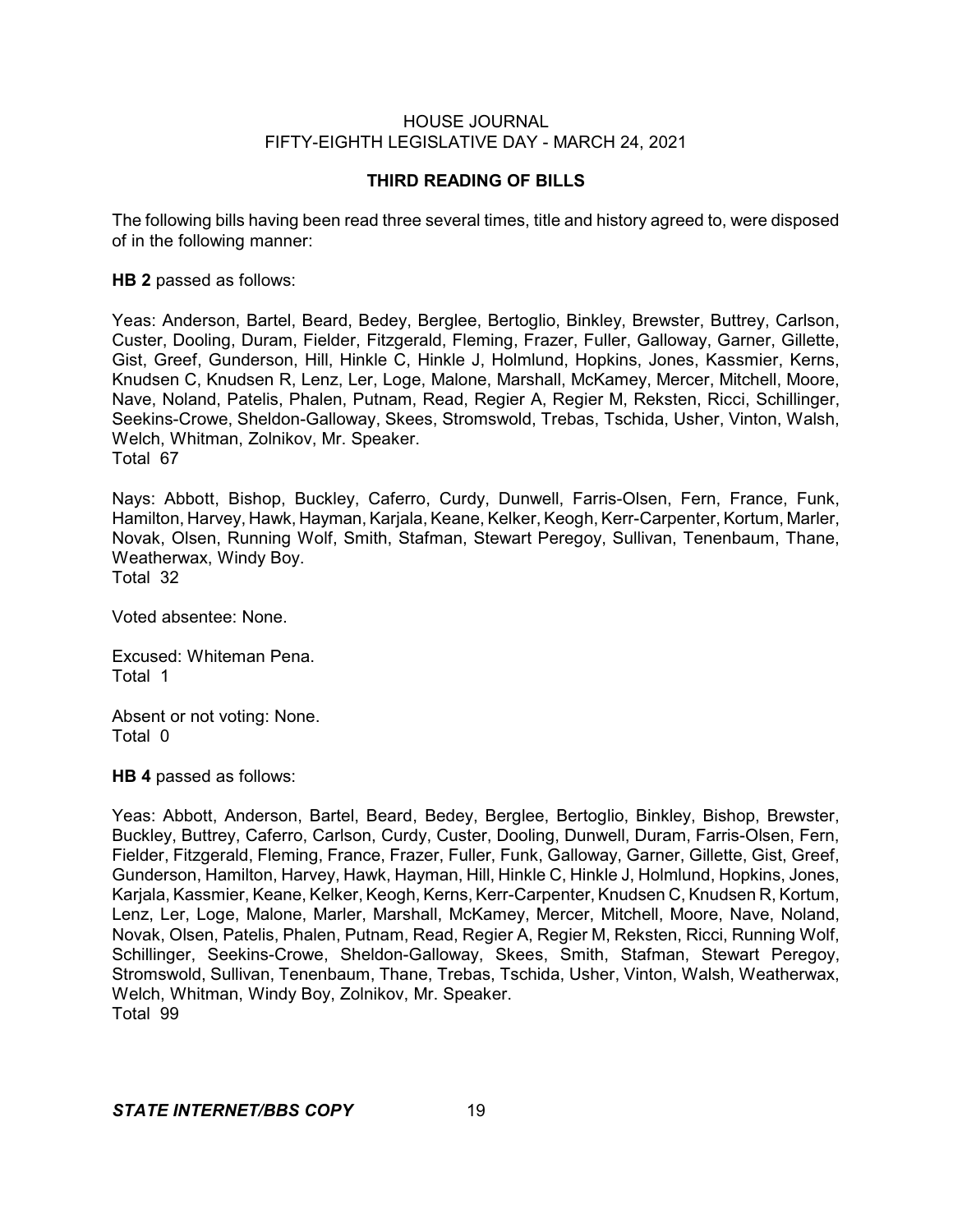## THIRD READING OF BILLS

The following bills having been read three several times, title and history agreed to, were disposed of in the following manner:

**HB 2** passed as follows:

Yeas: Anderson, Bartel, Beard, Bedey, Berglee, Bertoglio, Binkley, Brewster, Buttrey, Carlson, Custer, Dooling, Duram, Fielder, Fitzgerald, Fleming, Frazer, Fuller, Galloway, Garner, Gillette, Gist, Greef, Gunderson, Hill, Hinkle C, Hinkle J, Holmlund, Hopkins, Jones, Kassmier, Kerns, Knudsen C, Knudsen R, Lenz, Ler, Loge, Malone, Marshall, McKamey, Mercer, Mitchell, Moore, Nave, Noland, Patelis, Phalen, Putnam, Read, Regier A, Regier M, Reksten, Ricci, Schillinger, Seekins-Crowe, Sheldon-Galloway, Skees, Stromswold, Trebas, Tschida, Usher, Vinton, Walsh, Welch, Whitman, Zolnikov, Mr. Speaker.
Total 67

Nays: Abbott, Bishop, Buckley, Caferro, Curdy, Dunwell, Farris-Olsen, Fern, France, Funk, Hamilton, Harvey, Hawk, Hayman, Karjala, Keane, Kelker, Keogh, Kerr-Carpenter, Kortum, Marler, Novak, Olsen, Running Wolf, Smith, Stafman, Stewart Peregoy, Sullivan, Tenenbaum, Thane, Weatherwax, Windy Boy.
Total 32

Voted absentee: None.

Excused: Whiteman Pena.
Total 1

Absent or not voting: None.
Total 0

**HB 4** passed as follows:

Yeas: Abbott, Anderson, Bartel, Beard, Bedey, Berglee, Bertoglio, Binkley, Bishop, Brewster, Buckley, Buttrey, Caferro, Carlson, Curdy, Custer, Dooling, Dunwell, Duram, Farris-Olsen, Fern, Fielder, Fitzgerald, Fleming, France, Frazer, Fuller, Funk, Galloway, Garner, Gillette, Gist, Greef, Gunderson, Hamilton, Harvey, Hawk, Hayman, Hill, Hinkle C, Hinkle J, Holmlund, Hopkins, Jones, Karjala, Kassmier, Keane, Kelker, Keogh, Kerns, Kerr-Carpenter, Knudsen C, Knudsen R, Kortum, Lenz, Ler, Loge, Malone, Marler, Marshall, McKamey, Mercer, Mitchell, Moore, Nave, Noland, Novak, Olsen, Patelis, Phalen, Putnam, Read, Regier A, Regier M, Reksten, Ricci, Running Wolf, Schillinger, Seekins-Crowe, Sheldon-Galloway, Skees, Smith, Stafman, Stewart Peregoy, Stromswold, Sullivan, Tenenbaum, Thane, Trebas, Tschida, Usher, Vinton, Walsh, Weatherwax, Welch, Whitman, Windy Boy, Zolnikov, Mr. Speaker.
Total 99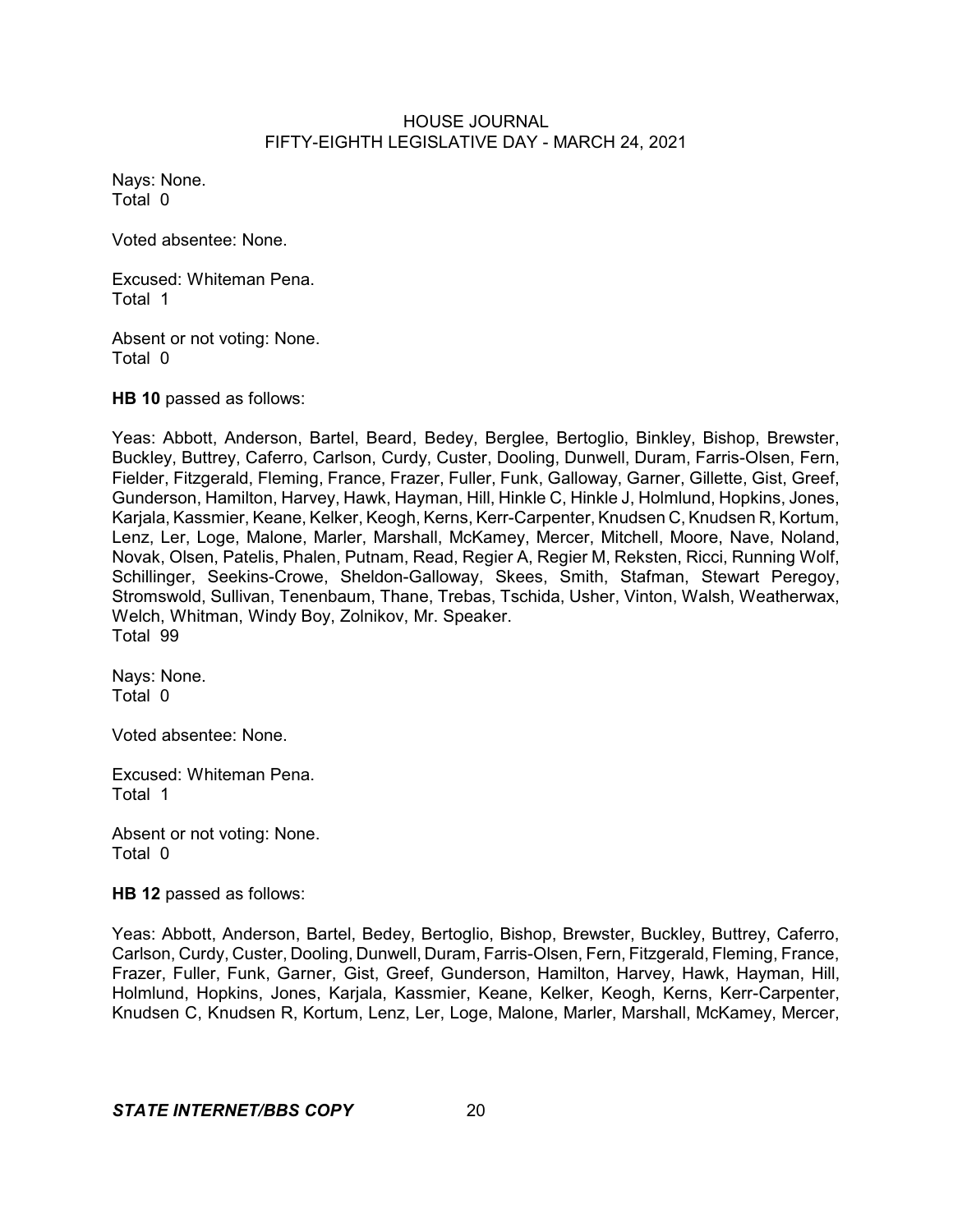Nays: None.
Total 0

Voted absentee: None.

Excused: Whiteman Pena.
Total 1

Absent or not voting: None.
Total 0

**HB 10** passed as follows:

Yeas: Abbott, Anderson, Bartel, Beard, Bedey, Berglee, Bertoglio, Binkley, Bishop, Brewster, Buckley, Buttrey, Caferro, Carlson, Curdy, Custer, Dooling, Dunwell, Duram, Farris-Olsen, Fern, Fielder, Fitzgerald, Fleming, France, Frazer, Fuller, Funk, Galloway, Garner, Gillette, Gist, Greef, Gunderson, Hamilton, Harvey, Hawk, Hayman, Hill, Hinkle C, Hinkle J, Holmlund, Hopkins, Jones, Karjala, Kassmier, Keane, Kelker, Keogh, Kerns, Kerr-Carpenter, Knudsen C, Knudsen R, Kortum, Lenz, Ler, Loge, Malone, Marler, Marshall, McKamey, Mercer, Mitchell, Moore, Nave, Noland, Novak, Olsen, Patelis, Phalen, Putnam, Read, Regier A, Regier M, Reksten, Ricci, Running Wolf, Schillinger, Seekins-Crowe, Sheldon-Galloway, Skees, Smith, Stafman, Stewart Peregoy, Stromswold, Sullivan, Tenenbaum, Thane, Trebas, Tschida, Usher, Vinton, Walsh, Weatherwax, Welch, Whitman, Windy Boy, Zolnikov, Mr. Speaker.
Total 99

Nays: None.
Total 0

Voted absentee: None.

Excused: Whiteman Pena.
Total 1

Absent or not voting: None.
Total 0

**HB 12** passed as follows:

Yeas: Abbott, Anderson, Bartel, Bedey, Bertoglio, Bishop, Brewster, Buckley, Buttrey, Caferro, Carlson, Curdy, Custer, Dooling, Dunwell, Duram, Farris-Olsen, Fern, Fitzgerald, Fleming, France, Frazer, Fuller, Funk, Garner, Gist, Greef, Gunderson, Hamilton, Harvey, Hawk, Hayman, Hill, Holmlund, Hopkins, Jones, Karjala, Kassmier, Keane, Kelker, Keogh, Kerns, Kerr-Carpenter, Knudsen C, Knudsen R, Kortum, Lenz, Ler, Loge, Malone, Marler, Marshall, McKamey, Mercer,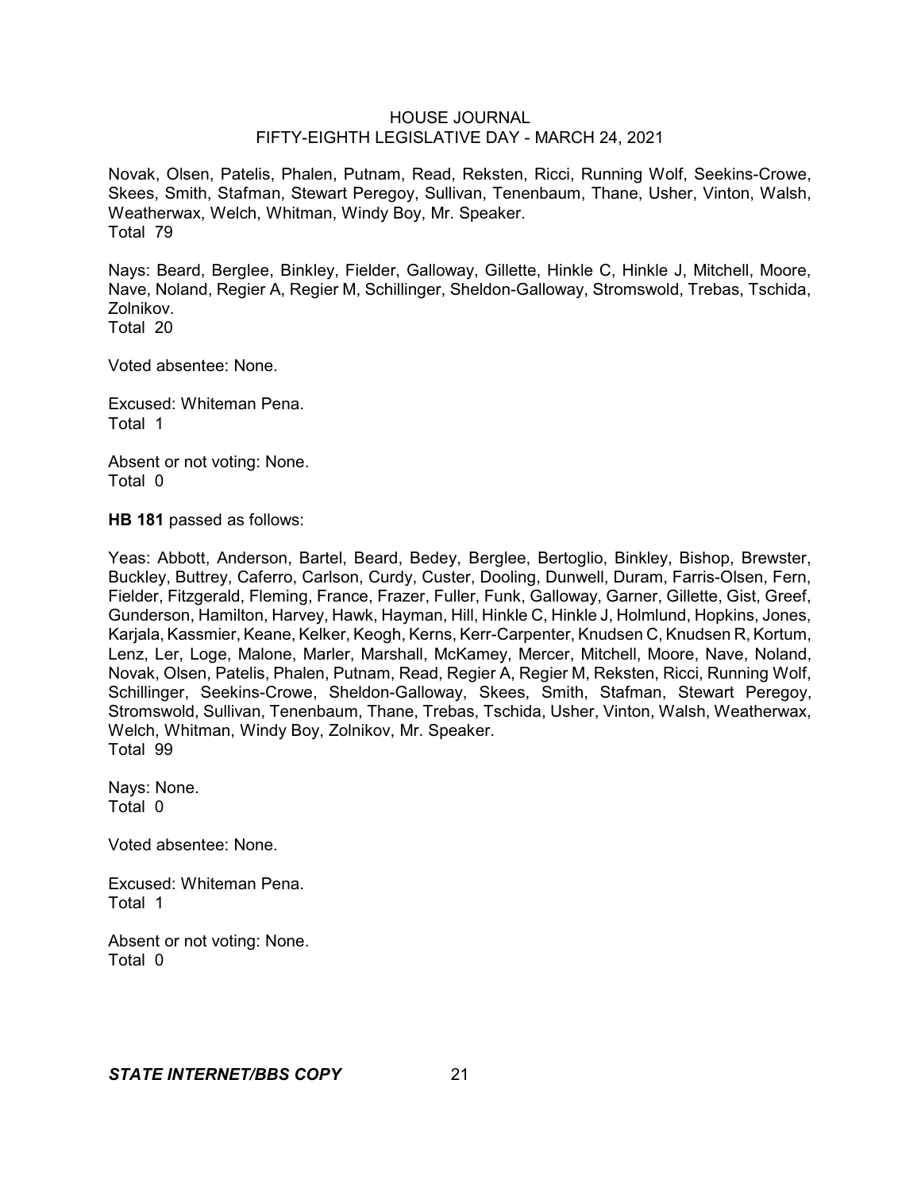Novak, Olsen, Patelis, Phalen, Putnam, Read, Reksten, Ricci, Running Wolf, Seekins-Crowe, Skees, Smith, Stafman, Stewart Peregoy, Sullivan, Tenenbaum, Thane, Usher, Vinton, Walsh, Weatherwax, Welch, Whitman, Windy Boy, Mr. Speaker.
Total 79

Nays: Beard, Berglee, Binkley, Fielder, Galloway, Gillette, Hinkle C, Hinkle J, Mitchell, Moore, Nave, Noland, Regier A, Regier M, Schillinger, Sheldon-Galloway, Stromswold, Trebas, Tschida, Zolnikov.
Total 20

Voted absentee: None.

Excused: Whiteman Pena.
Total 1

Absent or not voting: None.
Total 0

**HB 181** passed as follows:

Yeas: Abbott, Anderson, Bartel, Beard, Bedey, Berglee, Bertoglio, Binkley, Bishop, Brewster, Buckley, Buttrey, Caferro, Carlson, Curdy, Custer, Dooling, Dunwell, Duram, Farris-Olsen, Fern, Fielder, Fitzgerald, Fleming, France, Frazer, Fuller, Funk, Galloway, Garner, Gillette, Gist, Greef, Gunderson, Hamilton, Harvey, Hawk, Hayman, Hill, Hinkle C, Hinkle J, Holmlund, Hopkins, Jones, Karjala, Kassmier, Keane, Kelker, Keogh, Kerns, Kerr-Carpenter, Knudsen C, Knudsen R, Kortum, Lenz, Ler, Loge, Malone, Marler, Marshall, McKamey, Mercer, Mitchell, Moore, Nave, Noland, Novak, Olsen, Patelis, Phalen, Putnam, Read, Regier A, Regier M, Reksten, Ricci, Running Wolf, Schillinger, Seekins-Crowe, Sheldon-Galloway, Skees, Smith, Stafman, Stewart Peregoy, Stromswold, Sullivan, Tenenbaum, Thane, Trebas, Tschida, Usher, Vinton, Walsh, Weatherwax, Welch, Whitman, Windy Boy, Zolnikov, Mr. Speaker.
Total 99

Nays: None.
Total 0

Voted absentee: None.

Excused: Whiteman Pena.
Total 1

Absent or not voting: None.
Total 0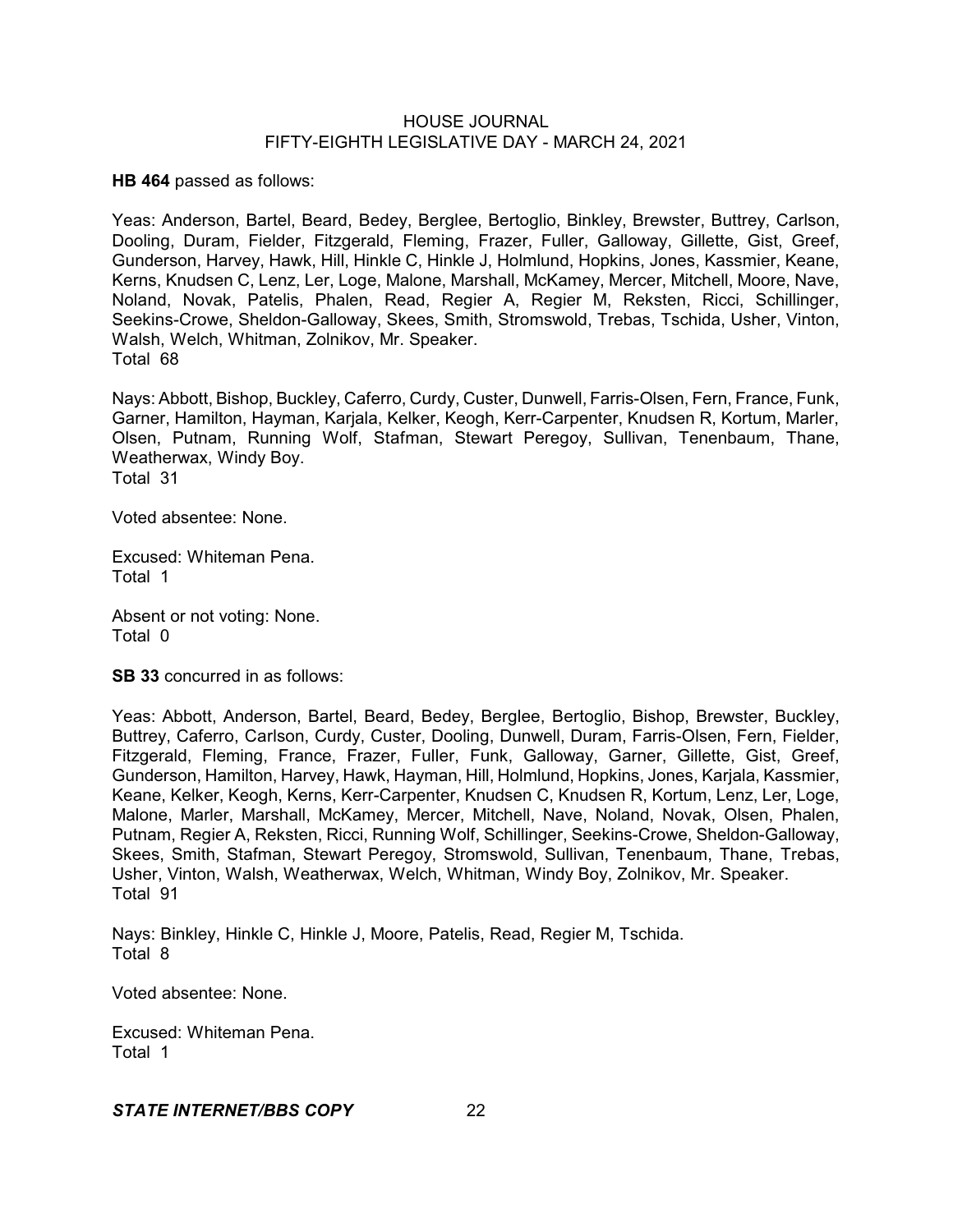**HB 464** passed as follows:

Yeas: Anderson, Bartel, Beard, Bedey, Berglee, Bertoglio, Binkley, Brewster, Buttrey, Carlson, Dooling, Duram, Fielder, Fitzgerald, Fleming, Frazer, Fuller, Galloway, Gillette, Gist, Greef, Gunderson, Harvey, Hawk, Hill, Hinkle C, Hinkle J, Holmlund, Hopkins, Jones, Kassmier, Keane, Kerns, Knudsen C, Lenz, Ler, Loge, Malone, Marshall, McKamey, Mercer, Mitchell, Moore, Nave, Noland, Novak, Patelis, Phalen, Read, Regier A, Regier M, Reksten, Ricci, Schillinger, Seekins-Crowe, Sheldon-Galloway, Skees, Smith, Stromswold, Trebas, Tschida, Usher, Vinton, Walsh, Welch, Whitman, Zolnikov, Mr. Speaker.
Total 68

Nays: Abbott, Bishop, Buckley, Caferro, Curdy, Custer, Dunwell, Farris-Olsen, Fern, France, Funk, Garner, Hamilton, Hayman, Karjala, Kelker, Keogh, Kerr-Carpenter, Knudsen R, Kortum, Marler, Olsen, Putnam, Running Wolf, Stafman, Stewart Peregoy, Sullivan, Tenenbaum, Thane, Weatherwax, Windy Boy.
Total 31

Voted absentee: None.

Excused: Whiteman Pena.
Total 1

Absent or not voting: None.
Total 0

**SB 33** concurred in as follows:

Yeas: Abbott, Anderson, Bartel, Beard, Bedey, Berglee, Bertoglio, Bishop, Brewster, Buckley, Buttrey, Caferro, Carlson, Curdy, Custer, Dooling, Dunwell, Duram, Farris-Olsen, Fern, Fielder, Fitzgerald, Fleming, France, Frazer, Fuller, Funk, Galloway, Garner, Gillette, Gist, Greef, Gunderson, Hamilton, Harvey, Hawk, Hayman, Hill, Holmlund, Hopkins, Jones, Karjala, Kassmier, Keane, Kelker, Keogh, Kerns, Kerr-Carpenter, Knudsen C, Knudsen R, Kortum, Lenz, Ler, Loge, Malone, Marler, Marshall, McKamey, Mercer, Mitchell, Nave, Noland, Novak, Olsen, Phalen, Putnam, Regier A, Reksten, Ricci, Running Wolf, Schillinger, Seekins-Crowe, Sheldon-Galloway, Skees, Smith, Stafman, Stewart Peregoy, Stromswold, Sullivan, Tenenbaum, Thane, Trebas, Usher, Vinton, Walsh, Weatherwax, Welch, Whitman, Windy Boy, Zolnikov, Mr. Speaker.
Total 91

Nays: Binkley, Hinkle C, Hinkle J, Moore, Patelis, Read, Regier M, Tschida.
Total 8

Voted absentee: None.

Excused: Whiteman Pena.
Total 1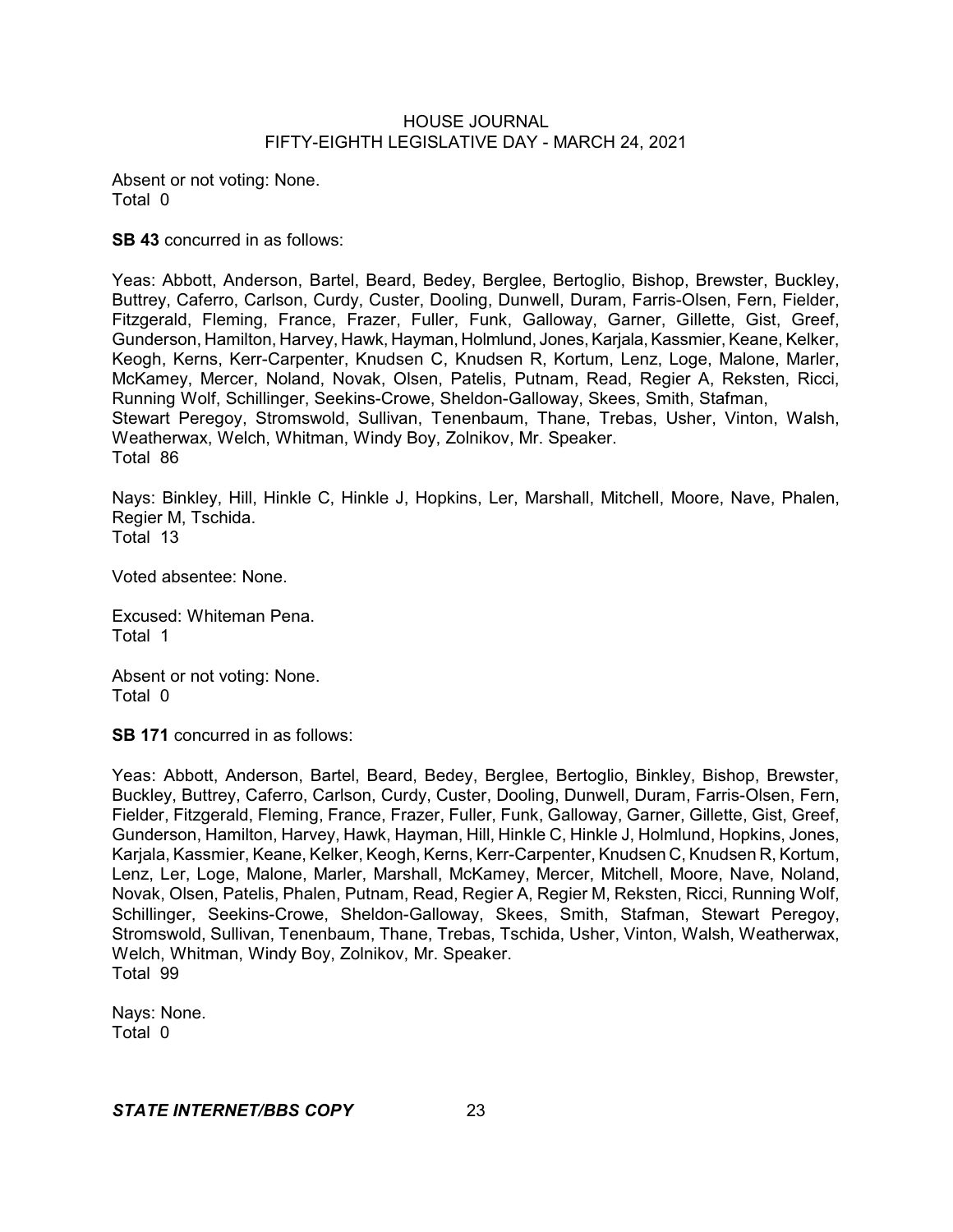Absent or not voting: None.
Total 0

**SB 43** concurred in as follows:

Yeas: Abbott, Anderson, Bartel, Beard, Bedey, Berglee, Bertoglio, Bishop, Brewster, Buckley, Buttrey, Caferro, Carlson, Curdy, Custer, Dooling, Dunwell, Duram, Farris-Olsen, Fern, Fielder, Fitzgerald, Fleming, France, Frazer, Fuller, Funk, Galloway, Garner, Gillette, Gist, Greef, Gunderson, Hamilton, Harvey, Hawk, Hayman, Holmlund, Jones, Karjala, Kassmier, Keane, Kelker, Keogh, Kerns, Kerr-Carpenter, Knudsen C, Knudsen R, Kortum, Lenz, Loge, Malone, Marler, McKamey, Mercer, Noland, Novak, Olsen, Patelis, Putnam, Read, Regier A, Reksten, Ricci, Running Wolf, Schillinger, Seekins-Crowe, Sheldon-Galloway, Skees, Smith, Stafman, Stewart Peregoy, Stromswold, Sullivan, Tenenbaum, Thane, Trebas, Usher, Vinton, Walsh, Weatherwax, Welch, Whitman, Windy Boy, Zolnikov, Mr. Speaker.
Total 86

Nays: Binkley, Hill, Hinkle C, Hinkle J, Hopkins, Ler, Marshall, Mitchell, Moore, Nave, Phalen, Regier M, Tschida.
Total 13

Voted absentee: None.

Excused: Whiteman Pena.
Total 1

Absent or not voting: None.
Total 0

**SB 171** concurred in as follows:

Yeas: Abbott, Anderson, Bartel, Beard, Bedey, Berglee, Bertoglio, Binkley, Bishop, Brewster, Buckley, Buttrey, Caferro, Carlson, Curdy, Custer, Dooling, Dunwell, Duram, Farris-Olsen, Fern, Fielder, Fitzgerald, Fleming, France, Frazer, Fuller, Funk, Galloway, Garner, Gillette, Gist, Greef, Gunderson, Hamilton, Harvey, Hawk, Hayman, Hill, Hinkle C, Hinkle J, Holmlund, Hopkins, Jones, Karjala, Kassmier, Keane, Kelker, Keogh, Kerns, Kerr-Carpenter, Knudsen C, Knudsen R, Kortum, Lenz, Ler, Loge, Malone, Marler, Marshall, McKamey, Mercer, Mitchell, Moore, Nave, Noland, Novak, Olsen, Patelis, Phalen, Putnam, Read, Regier A, Regier M, Reksten, Ricci, Running Wolf, Schillinger, Seekins-Crowe, Sheldon-Galloway, Skees, Smith, Stafman, Stewart Peregoy, Stromswold, Sullivan, Tenenbaum, Thane, Trebas, Tschida, Usher, Vinton, Walsh, Weatherwax, Welch, Whitman, Windy Boy, Zolnikov, Mr. Speaker.
Total 99

Nays: None.
Total 0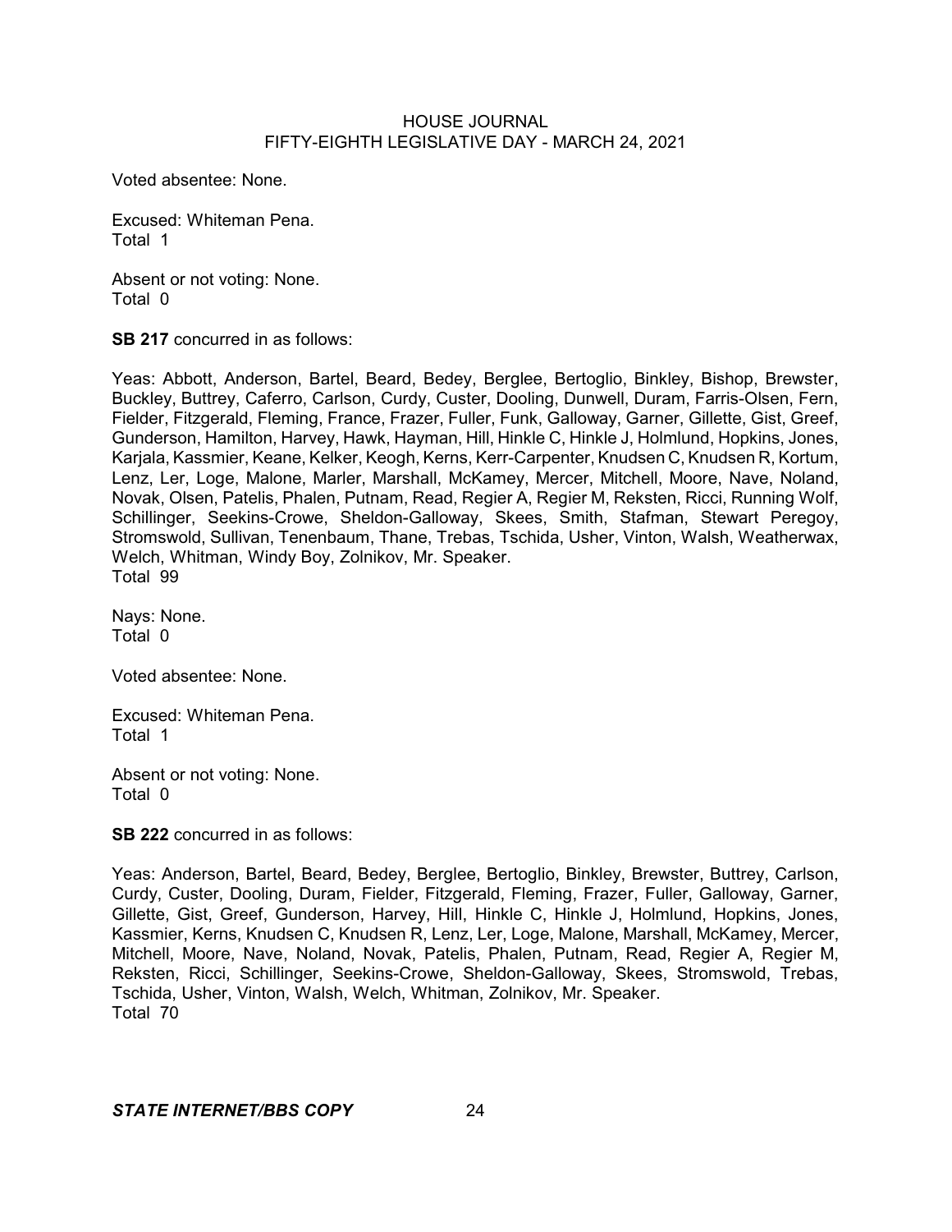Voted absentee: None.

Excused: Whiteman Pena.
Total 1

Absent or not voting: None.
Total 0

**SB 217** concurred in as follows:

Yeas: Abbott, Anderson, Bartel, Beard, Bedey, Berglee, Bertoglio, Binkley, Bishop, Brewster, Buckley, Buttrey, Caferro, Carlson, Curdy, Custer, Dooling, Dunwell, Duram, Farris-Olsen, Fern, Fielder, Fitzgerald, Fleming, France, Frazer, Fuller, Funk, Galloway, Garner, Gillette, Gist, Greef, Gunderson, Hamilton, Harvey, Hawk, Hayman, Hill, Hinkle C, Hinkle J, Holmlund, Hopkins, Jones, Karjala, Kassmier, Keane, Kelker, Keogh, Kerns, Kerr-Carpenter, Knudsen C, Knudsen R, Kortum, Lenz, Ler, Loge, Malone, Marler, Marshall, McKamey, Mercer, Mitchell, Moore, Nave, Noland, Novak, Olsen, Patelis, Phalen, Putnam, Read, Regier A, Regier M, Reksten, Ricci, Running Wolf, Schillinger, Seekins-Crowe, Sheldon-Galloway, Skees, Smith, Stafman, Stewart Peregoy, Stromswold, Sullivan, Tenenbaum, Thane, Trebas, Tschida, Usher, Vinton, Walsh, Weatherwax, Welch, Whitman, Windy Boy, Zolnikov, Mr. Speaker.
Total 99

Nays: None.
Total 0

Voted absentee: None.

Excused: Whiteman Pena.
Total 1

Absent or not voting: None.
Total 0

**SB 222** concurred in as follows:

Yeas: Anderson, Bartel, Beard, Bedey, Berglee, Bertoglio, Binkley, Brewster, Buttrey, Carlson, Curdy, Custer, Dooling, Duram, Fielder, Fitzgerald, Fleming, Frazer, Fuller, Galloway, Garner, Gillette, Gist, Greef, Gunderson, Harvey, Hill, Hinkle C, Hinkle J, Holmlund, Hopkins, Jones, Kassmier, Kerns, Knudsen C, Knudsen R, Lenz, Ler, Loge, Malone, Marshall, McKamey, Mercer, Mitchell, Moore, Nave, Noland, Novak, Patelis, Phalen, Putnam, Read, Regier A, Regier M, Reksten, Ricci, Schillinger, Seekins-Crowe, Sheldon-Galloway, Skees, Stromswold, Trebas, Tschida, Usher, Vinton, Walsh, Welch, Whitman, Zolnikov, Mr. Speaker.
Total 70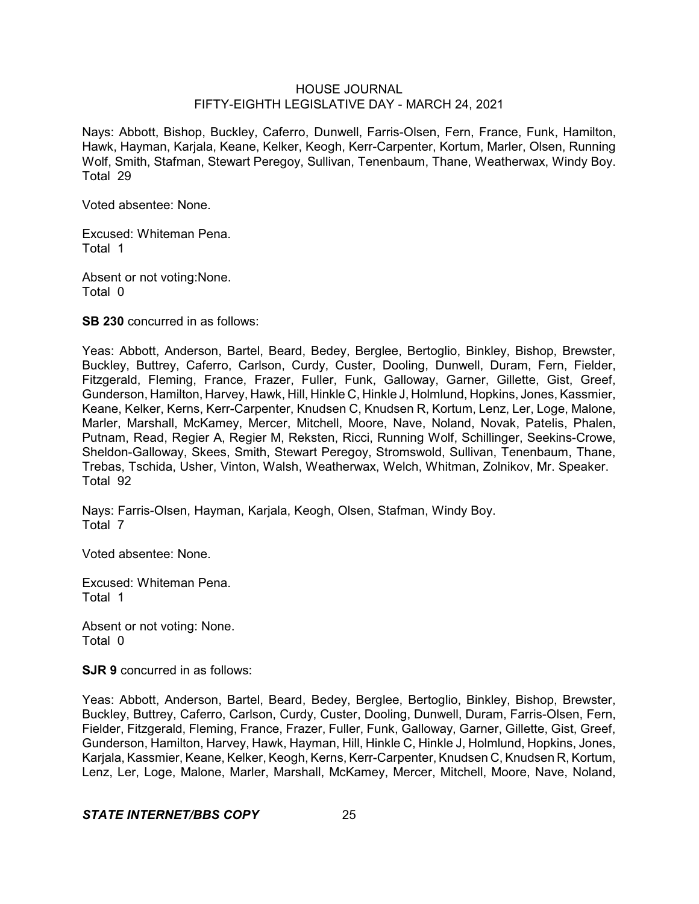Nays: Abbott, Bishop, Buckley, Caferro, Dunwell, Farris-Olsen, Fern, France, Funk, Hamilton, Hawk, Hayman, Karjala, Keane, Kelker, Keogh, Kerr-Carpenter, Kortum, Marler, Olsen, Running Wolf, Smith, Stafman, Stewart Peregoy, Sullivan, Tenenbaum, Thane, Weatherwax, Windy Boy. Total 29

Voted absentee: None.

Excused: Whiteman Pena.
Total 1

Absent or not voting:None.
Total 0

**SB 230** concurred in as follows:

Yeas: Abbott, Anderson, Bartel, Beard, Bedey, Berglee, Bertoglio, Binkley, Bishop, Brewster, Buckley, Buttrey, Caferro, Carlson, Curdy, Custer, Dooling, Dunwell, Duram, Fern, Fielder, Fitzgerald, Fleming, France, Frazer, Fuller, Funk, Galloway, Garner, Gillette, Gist, Greef, Gunderson, Hamilton, Harvey, Hawk, Hill, Hinkle C, Hinkle J, Holmlund, Hopkins, Jones, Kassmier, Keane, Kelker, Kerns, Kerr-Carpenter, Knudsen C, Knudsen R, Kortum, Lenz, Ler, Loge, Malone, Marler, Marshall, McKamey, Mercer, Mitchell, Moore, Nave, Noland, Novak, Patelis, Phalen, Putnam, Read, Regier A, Regier M, Reksten, Ricci, Running Wolf, Schillinger, Seekins-Crowe, Sheldon-Galloway, Skees, Smith, Stewart Peregoy, Stromswold, Sullivan, Tenenbaum, Thane, Trebas, Tschida, Usher, Vinton, Walsh, Weatherwax, Welch, Whitman, Zolnikov, Mr. Speaker. Total 92

Nays: Farris-Olsen, Hayman, Karjala, Keogh, Olsen, Stafman, Windy Boy.
Total 7

Voted absentee: None.

Excused: Whiteman Pena.
Total 1

Absent or not voting: None.
Total 0

**SJR 9** concurred in as follows:

Yeas: Abbott, Anderson, Bartel, Beard, Bedey, Berglee, Bertoglio, Binkley, Bishop, Brewster, Buckley, Buttrey, Caferro, Carlson, Curdy, Custer, Dooling, Dunwell, Duram, Farris-Olsen, Fern, Fielder, Fitzgerald, Fleming, France, Frazer, Fuller, Funk, Galloway, Garner, Gillette, Gist, Greef, Gunderson, Hamilton, Harvey, Hawk, Hayman, Hill, Hinkle C, Hinkle J, Holmlund, Hopkins, Jones, Karjala, Kassmier, Keane, Kelker, Keogh, Kerns, Kerr-Carpenter, Knudsen C, Knudsen R, Kortum, Lenz, Ler, Loge, Malone, Marler, Marshall, McKamey, Mercer, Mitchell, Moore, Nave, Noland,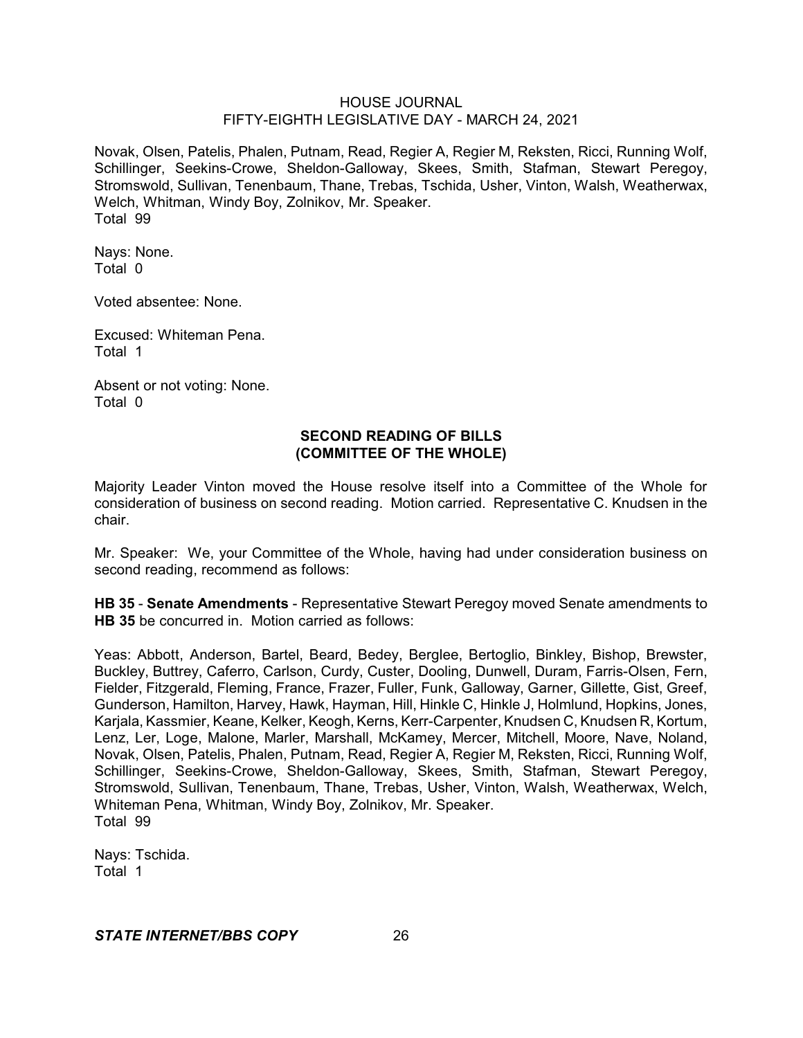Novak, Olsen, Patelis, Phalen, Putnam, Read, Regier A, Regier M, Reksten, Ricci, Running Wolf, Schillinger, Seekins-Crowe, Sheldon-Galloway, Skees, Smith, Stafman, Stewart Peregoy, Stromswold, Sullivan, Tenenbaum, Thane, Trebas, Tschida, Usher, Vinton, Walsh, Weatherwax, Welch, Whitman, Windy Boy, Zolnikov, Mr. Speaker.
Total 99

Nays: None.
Total 0

Voted absentee: None.

Excused: Whiteman Pena.
Total 1

Absent or not voting: None.
Total 0

## SECOND READING OF BILLS
## (COMMITTEE OF THE WHOLE)

Majority Leader Vinton moved the House resolve itself into a Committee of the Whole for consideration of business on second reading. Motion carried. Representative C. Knudsen in the chair.

Mr. Speaker: We, your Committee of the Whole, having had under consideration business on second reading, recommend as follows:

**HB 35** - **Senate Amendments** - Representative Stewart Peregoy moved Senate amendments to **HB 35** be concurred in. Motion carried as follows:

Yeas: Abbott, Anderson, Bartel, Beard, Bedey, Berglee, Bertoglio, Binkley, Bishop, Brewster, Buckley, Buttrey, Caferro, Carlson, Curdy, Custer, Dooling, Dunwell, Duram, Farris-Olsen, Fern, Fielder, Fitzgerald, Fleming, France, Frazer, Fuller, Funk, Galloway, Garner, Gillette, Gist, Greef, Gunderson, Hamilton, Harvey, Hawk, Hayman, Hill, Hinkle C, Hinkle J, Holmlund, Hopkins, Jones, Karjala, Kassmier, Keane, Kelker, Keogh, Kerns, Kerr-Carpenter, Knudsen C, Knudsen R, Kortum, Lenz, Ler, Loge, Malone, Marler, Marshall, McKamey, Mercer, Mitchell, Moore, Nave, Noland, Novak, Olsen, Patelis, Phalen, Putnam, Read, Regier A, Regier M, Reksten, Ricci, Running Wolf, Schillinger, Seekins-Crowe, Sheldon-Galloway, Skees, Smith, Stafman, Stewart Peregoy, Stromswold, Sullivan, Tenenbaum, Thane, Trebas, Usher, Vinton, Walsh, Weatherwax, Welch, Whiteman Pena, Whitman, Windy Boy, Zolnikov, Mr. Speaker.
Total 99

Nays: Tschida.
Total 1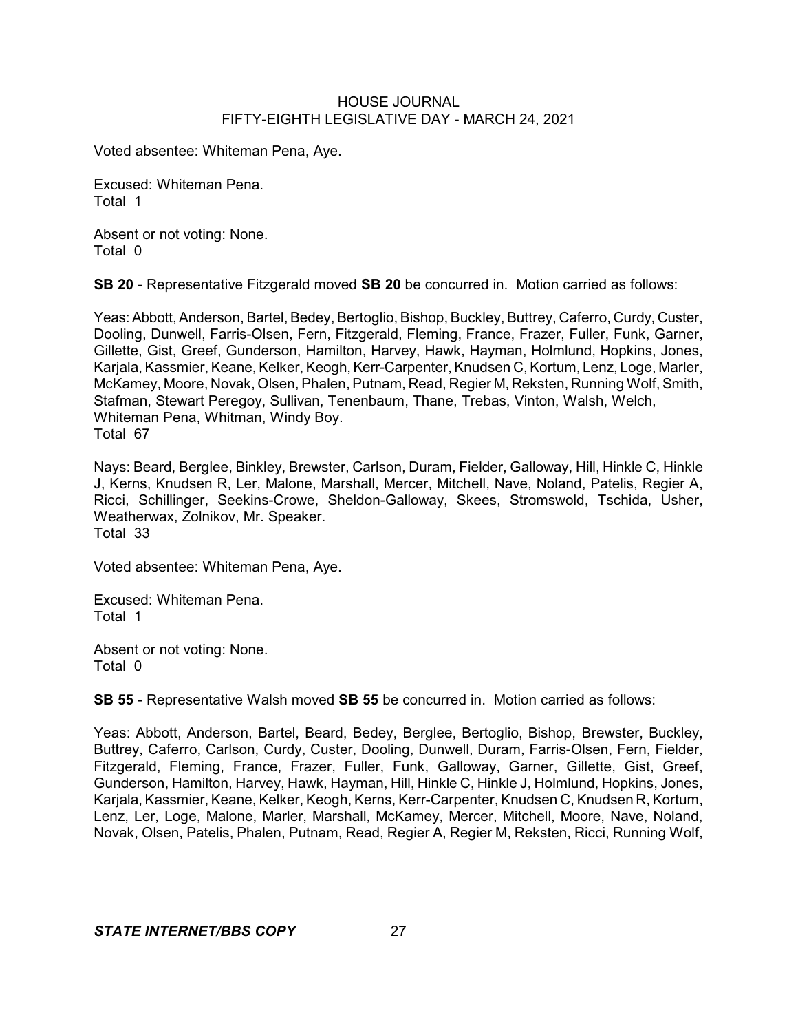Voted absentee: Whiteman Pena, Aye.

Excused: Whiteman Pena.
Total 1

Absent or not voting: None.
Total 0

**SB 20** - Representative Fitzgerald moved **SB 20** be concurred in. Motion carried as follows:

Yeas: Abbott, Anderson, Bartel, Bedey, Bertoglio, Bishop, Buckley, Buttrey, Caferro, Curdy, Custer, Dooling, Dunwell, Farris-Olsen, Fern, Fitzgerald, Fleming, France, Frazer, Fuller, Funk, Garner, Gillette, Gist, Greef, Gunderson, Hamilton, Harvey, Hawk, Hayman, Holmlund, Hopkins, Jones, Karjala, Kassmier, Keane, Kelker, Keogh, Kerr-Carpenter, Knudsen C, Kortum, Lenz, Loge, Marler, McKamey, Moore, Novak, Olsen, Phalen, Putnam, Read, Regier M, Reksten, Running Wolf, Smith, Stafman, Stewart Peregoy, Sullivan, Tenenbaum, Thane, Trebas, Vinton, Walsh, Welch, Whiteman Pena, Whitman, Windy Boy.
Total 67

Nays: Beard, Berglee, Binkley, Brewster, Carlson, Duram, Fielder, Galloway, Hill, Hinkle C, Hinkle J, Kerns, Knudsen R, Ler, Malone, Marshall, Mercer, Mitchell, Nave, Noland, Patelis, Regier A, Ricci, Schillinger, Seekins-Crowe, Sheldon-Galloway, Skees, Stromswold, Tschida, Usher, Weatherwax, Zolnikov, Mr. Speaker.
Total 33

Voted absentee: Whiteman Pena, Aye.

Excused: Whiteman Pena.
Total 1

Absent or not voting: None.
Total 0

**SB 55** - Representative Walsh moved **SB 55** be concurred in. Motion carried as follows:

Yeas: Abbott, Anderson, Bartel, Beard, Bedey, Berglee, Bertoglio, Bishop, Brewster, Buckley, Buttrey, Caferro, Carlson, Curdy, Custer, Dooling, Dunwell, Duram, Farris-Olsen, Fern, Fielder, Fitzgerald, Fleming, France, Frazer, Fuller, Funk, Galloway, Garner, Gillette, Gist, Greef, Gunderson, Hamilton, Harvey, Hawk, Hayman, Hill, Hinkle C, Hinkle J, Holmlund, Hopkins, Jones, Karjala, Kassmier, Keane, Kelker, Keogh, Kerns, Kerr-Carpenter, Knudsen C, Knudsen R, Kortum, Lenz, Ler, Loge, Malone, Marler, Marshall, McKamey, Mercer, Mitchell, Moore, Nave, Noland, Novak, Olsen, Patelis, Phalen, Putnam, Read, Regier A, Regier M, Reksten, Ricci, Running Wolf,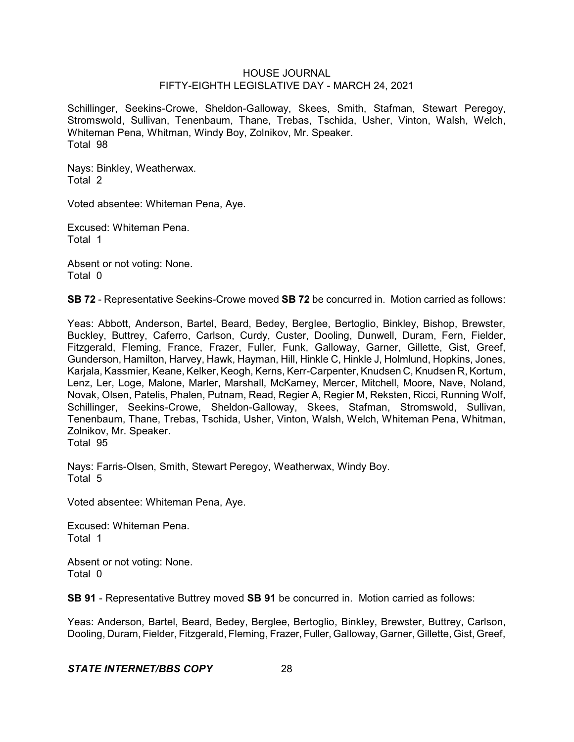Schillinger, Seekins-Crowe, Sheldon-Galloway, Skees, Smith, Stafman, Stewart Peregoy, Stromswold, Sullivan, Tenenbaum, Thane, Trebas, Tschida, Usher, Vinton, Walsh, Welch, Whiteman Pena, Whitman, Windy Boy, Zolnikov, Mr. Speaker.
Total 98

Nays: Binkley, Weatherwax.
Total 2

Voted absentee: Whiteman Pena, Aye.

Excused: Whiteman Pena.
Total 1

Absent or not voting: None.
Total 0

**SB 72** - Representative Seekins-Crowe moved **SB 72** be concurred in. Motion carried as follows:

Yeas: Abbott, Anderson, Bartel, Beard, Bedey, Berglee, Bertoglio, Binkley, Bishop, Brewster, Buckley, Buttrey, Caferro, Carlson, Curdy, Custer, Dooling, Dunwell, Duram, Fern, Fielder, Fitzgerald, Fleming, France, Frazer, Fuller, Funk, Galloway, Garner, Gillette, Gist, Greef, Gunderson, Hamilton, Harvey, Hawk, Hayman, Hill, Hinkle C, Hinkle J, Holmlund, Hopkins, Jones, Karjala, Kassmier, Keane, Kelker, Keogh, Kerns, Kerr-Carpenter, Knudsen C, Knudsen R, Kortum, Lenz, Ler, Loge, Malone, Marler, Marshall, McKamey, Mercer, Mitchell, Moore, Nave, Noland, Novak, Olsen, Patelis, Phalen, Putnam, Read, Regier A, Regier M, Reksten, Ricci, Running Wolf, Schillinger, Seekins-Crowe, Sheldon-Galloway, Skees, Stafman, Stromswold, Sullivan, Tenenbaum, Thane, Trebas, Tschida, Usher, Vinton, Walsh, Welch, Whiteman Pena, Whitman, Zolnikov, Mr. Speaker.
Total 95

Nays: Farris-Olsen, Smith, Stewart Peregoy, Weatherwax, Windy Boy.
Total 5

Voted absentee: Whiteman Pena, Aye.

Excused: Whiteman Pena.
Total 1

Absent or not voting: None.
Total 0

**SB 91** - Representative Buttrey moved **SB 91** be concurred in. Motion carried as follows:

Yeas: Anderson, Bartel, Beard, Bedey, Berglee, Bertoglio, Binkley, Brewster, Buttrey, Carlson, Dooling, Duram, Fielder, Fitzgerald, Fleming, Frazer, Fuller, Galloway, Garner, Gillette, Gist, Greef,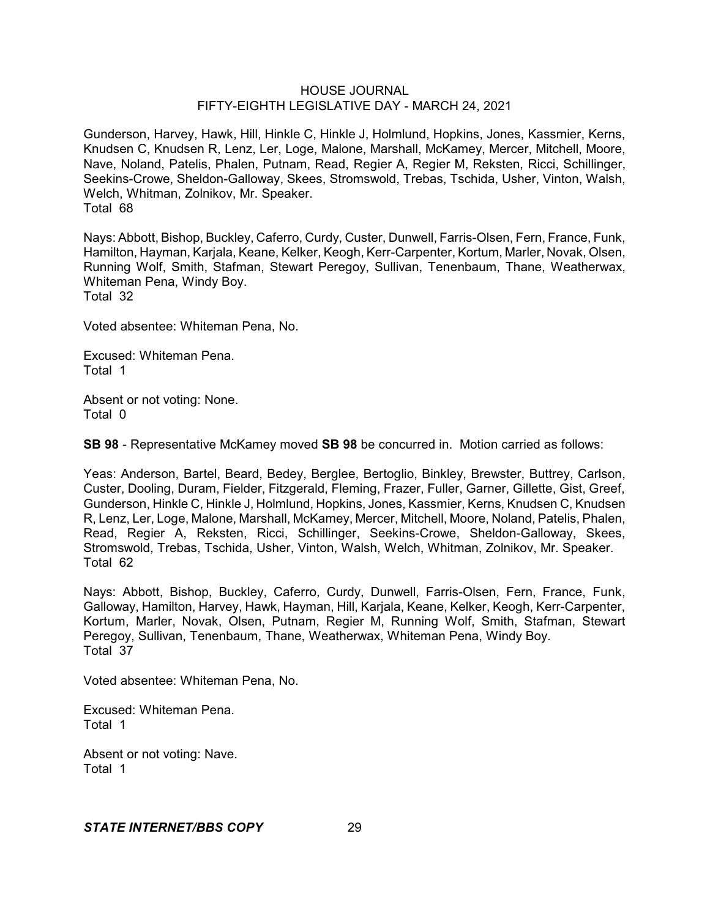Gunderson, Harvey, Hawk, Hill, Hinkle C, Hinkle J, Holmlund, Hopkins, Jones, Kassmier, Kerns, Knudsen C, Knudsen R, Lenz, Ler, Loge, Malone, Marshall, McKamey, Mercer, Mitchell, Moore, Nave, Noland, Patelis, Phalen, Putnam, Read, Regier A, Regier M, Reksten, Ricci, Schillinger, Seekins-Crowe, Sheldon-Galloway, Skees, Stromswold, Trebas, Tschida, Usher, Vinton, Walsh, Welch, Whitman, Zolnikov, Mr. Speaker.
Total 68

Nays: Abbott, Bishop, Buckley, Caferro, Curdy, Custer, Dunwell, Farris-Olsen, Fern, France, Funk, Hamilton, Hayman, Karjala, Keane, Kelker, Keogh, Kerr-Carpenter, Kortum, Marler, Novak, Olsen, Running Wolf, Smith, Stafman, Stewart Peregoy, Sullivan, Tenenbaum, Thane, Weatherwax, Whiteman Pena, Windy Boy.
Total 32

Voted absentee: Whiteman Pena, No.

Excused: Whiteman Pena.
Total 1

Absent or not voting: None.
Total 0

**SB 98** - Representative McKamey moved **SB 98** be concurred in. Motion carried as follows:

Yeas: Anderson, Bartel, Beard, Bedey, Berglee, Bertoglio, Binkley, Brewster, Buttrey, Carlson, Custer, Dooling, Duram, Fielder, Fitzgerald, Fleming, Frazer, Fuller, Garner, Gillette, Gist, Greef, Gunderson, Hinkle C, Hinkle J, Holmlund, Hopkins, Jones, Kassmier, Kerns, Knudsen C, Knudsen R, Lenz, Ler, Loge, Malone, Marshall, McKamey, Mercer, Mitchell, Moore, Noland, Patelis, Phalen, Read, Regier A, Reksten, Ricci, Schillinger, Seekins-Crowe, Sheldon-Galloway, Skees, Stromswold, Trebas, Tschida, Usher, Vinton, Walsh, Welch, Whitman, Zolnikov, Mr. Speaker.
Total 62

Nays: Abbott, Bishop, Buckley, Caferro, Curdy, Dunwell, Farris-Olsen, Fern, France, Funk, Galloway, Hamilton, Harvey, Hawk, Hayman, Hill, Karjala, Keane, Kelker, Keogh, Kerr-Carpenter, Kortum, Marler, Novak, Olsen, Putnam, Regier M, Running Wolf, Smith, Stafman, Stewart Peregoy, Sullivan, Tenenbaum, Thane, Weatherwax, Whiteman Pena, Windy Boy.
Total 37

Voted absentee: Whiteman Pena, No.

Excused: Whiteman Pena.
Total 1

Absent or not voting: Nave.
Total 1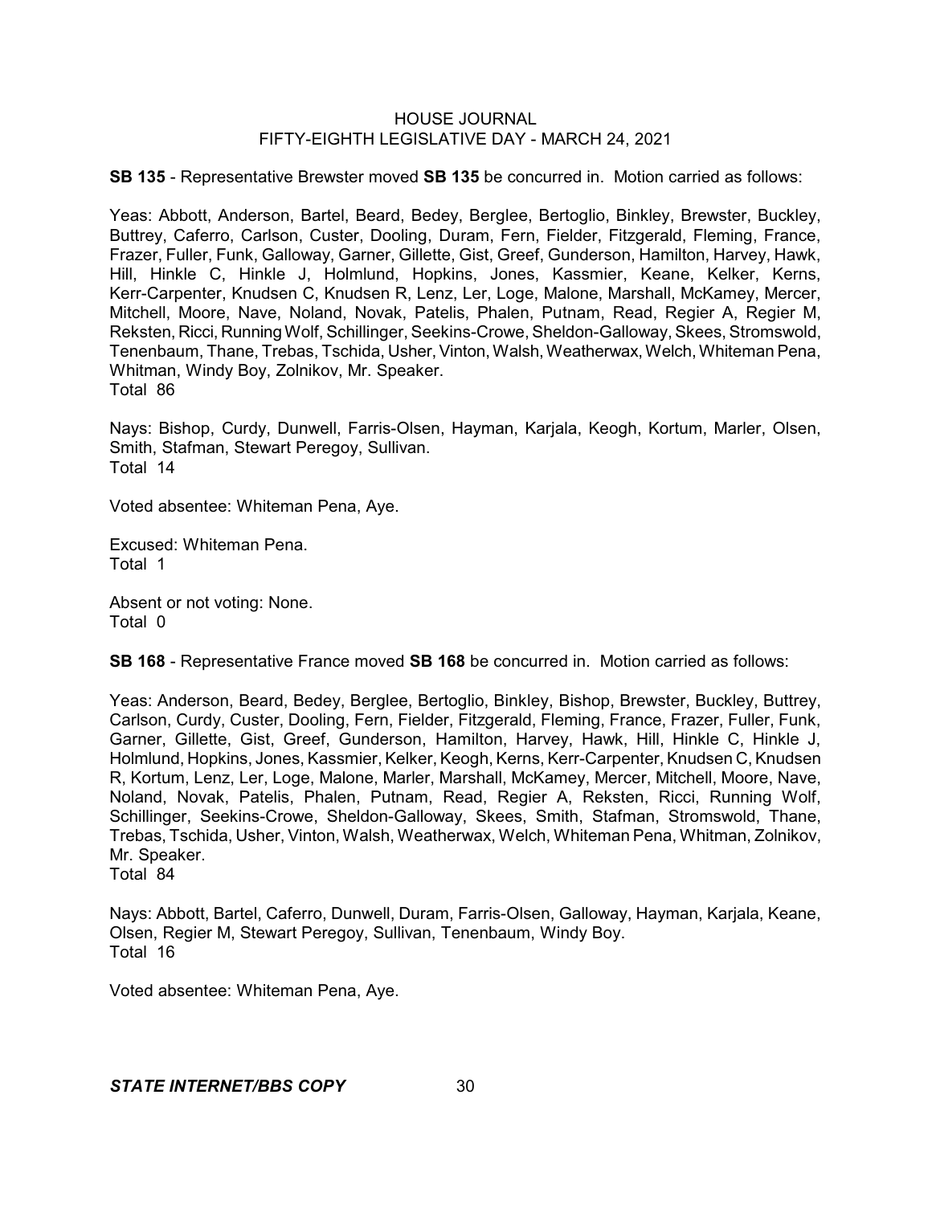**SB 135** - Representative Brewster moved **SB 135** be concurred in. Motion carried as follows:

Yeas: Abbott, Anderson, Bartel, Beard, Bedey, Berglee, Bertoglio, Binkley, Brewster, Buckley, Buttrey, Caferro, Carlson, Custer, Dooling, Duram, Fern, Fielder, Fitzgerald, Fleming, France, Frazer, Fuller, Funk, Galloway, Garner, Gillette, Gist, Greef, Gunderson, Hamilton, Harvey, Hawk, Hill, Hinkle C, Hinkle J, Holmlund, Hopkins, Jones, Kassmier, Keane, Kelker, Kerns, Kerr-Carpenter, Knudsen C, Knudsen R, Lenz, Ler, Loge, Malone, Marshall, McKamey, Mercer, Mitchell, Moore, Nave, Noland, Novak, Patelis, Phalen, Putnam, Read, Regier A, Regier M, Reksten, Ricci, Running Wolf, Schillinger, Seekins-Crowe, Sheldon-Galloway, Skees, Stromswold, Tenenbaum, Thane, Trebas, Tschida, Usher, Vinton, Walsh, Weatherwax, Welch, Whiteman Pena, Whitman, Windy Boy, Zolnikov, Mr. Speaker.
Total 86

Nays: Bishop, Curdy, Dunwell, Farris-Olsen, Hayman, Karjala, Keogh, Kortum, Marler, Olsen, Smith, Stafman, Stewart Peregoy, Sullivan.
Total 14

Voted absentee: Whiteman Pena, Aye.

Excused: Whiteman Pena.
Total 1

Absent or not voting: None.
Total 0

**SB 168** - Representative France moved **SB 168** be concurred in. Motion carried as follows:

Yeas: Anderson, Beard, Bedey, Berglee, Bertoglio, Binkley, Bishop, Brewster, Buckley, Buttrey, Carlson, Curdy, Custer, Dooling, Fern, Fielder, Fitzgerald, Fleming, France, Frazer, Fuller, Funk, Garner, Gillette, Gist, Greef, Gunderson, Hamilton, Harvey, Hawk, Hill, Hinkle C, Hinkle J, Holmlund, Hopkins, Jones, Kassmier, Kelker, Keogh, Kerns, Kerr-Carpenter, Knudsen C, Knudsen R, Kortum, Lenz, Ler, Loge, Malone, Marler, Marshall, McKamey, Mercer, Mitchell, Moore, Nave, Noland, Novak, Patelis, Phalen, Putnam, Read, Regier A, Reksten, Ricci, Running Wolf, Schillinger, Seekins-Crowe, Sheldon-Galloway, Skees, Smith, Stafman, Stromswold, Thane, Trebas, Tschida, Usher, Vinton, Walsh, Weatherwax, Welch, Whiteman Pena, Whitman, Zolnikov, Mr. Speaker.
Total 84

Nays: Abbott, Bartel, Caferro, Dunwell, Duram, Farris-Olsen, Galloway, Hayman, Karjala, Keane, Olsen, Regier M, Stewart Peregoy, Sullivan, Tenenbaum, Windy Boy.
Total 16

Voted absentee: Whiteman Pena, Aye.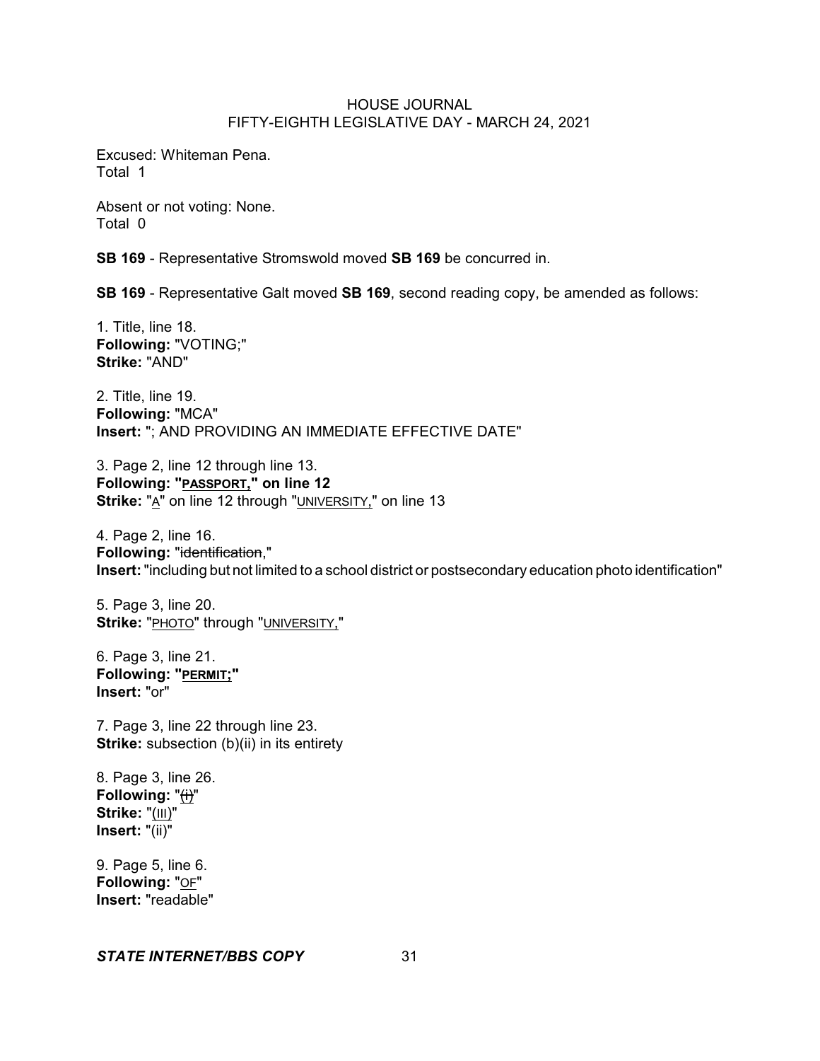Excused: Whiteman Pena.
Total 1

Absent or not voting: None.
Total 0

**SB 169** - Representative Stromswold moved **SB 169** be concurred in.

**SB 169** - Representative Galt moved **SB 169**, second reading copy, be amended as follows:

1. Title, line 18.
**Following:** "VOTING;"
**Strike:** "AND"

2. Title, line 19.
**Following:** "MCA"
**Insert:** "; AND PROVIDING AN IMMEDIATE EFFECTIVE DATE"

3. Page 2, line 12 through line 13.
**Following: "PASSPORT," on line 12**
**Strike:** "A" on line 12 through "UNIVERSITY," on line 13

4. Page 2, line 16.
**Following:** "~~identification~~,"
**Insert:** "including but not limited to a school district or postsecondary education photo identification"

5. Page 3, line 20.
**Strike:** "PHOTO" through "UNIVERSITY,"

6. Page 3, line 21.
**Following: "PERMIT;"**
**Insert:** "or"

7. Page 3, line 22 through line 23.
**Strike:** subsection (b)(ii) in its entirety

8. Page 3, line 26.
**Following:** "~~(i)~~"
**Strike:** "(III)"
**Insert:** "(ii)"

9. Page 5, line 6.
**Following:** "OF"
**Insert:** "readable"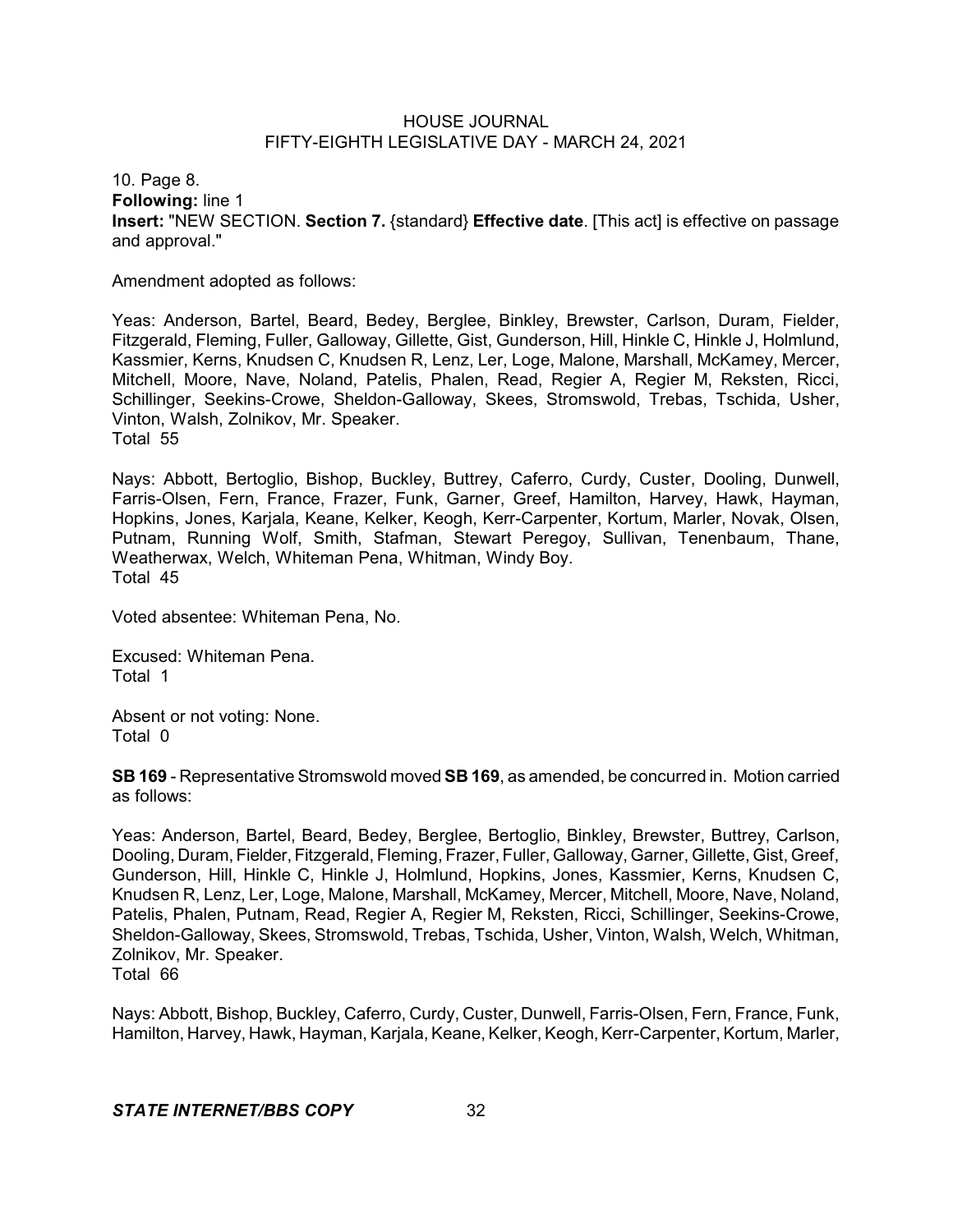10. Page 8.
**Following:** line 1
**Insert:** "NEW SECTION. **Section 7.** {standard} **Effective date**. [This act] is effective on passage and approval."

Amendment adopted as follows:

Yeas: Anderson, Bartel, Beard, Bedey, Berglee, Binkley, Brewster, Carlson, Duram, Fielder, Fitzgerald, Fleming, Fuller, Galloway, Gillette, Gist, Gunderson, Hill, Hinkle C, Hinkle J, Holmlund, Kassmier, Kerns, Knudsen C, Knudsen R, Lenz, Ler, Loge, Malone, Marshall, McKamey, Mercer, Mitchell, Moore, Nave, Noland, Patelis, Phalen, Read, Regier A, Regier M, Reksten, Ricci, Schillinger, Seekins-Crowe, Sheldon-Galloway, Skees, Stromswold, Trebas, Tschida, Usher, Vinton, Walsh, Zolnikov, Mr. Speaker.
Total 55

Nays: Abbott, Bertoglio, Bishop, Buckley, Buttrey, Caferro, Curdy, Custer, Dooling, Dunwell, Farris-Olsen, Fern, France, Frazer, Funk, Garner, Greef, Hamilton, Harvey, Hawk, Hayman, Hopkins, Jones, Karjala, Keane, Kelker, Keogh, Kerr-Carpenter, Kortum, Marler, Novak, Olsen, Putnam, Running Wolf, Smith, Stafman, Stewart Peregoy, Sullivan, Tenenbaum, Thane, Weatherwax, Welch, Whiteman Pena, Whitman, Windy Boy.
Total 45

Voted absentee: Whiteman Pena, No.

Excused: Whiteman Pena.
Total 1

Absent or not voting: None.
Total 0

**SB 169** - Representative Stromswold moved **SB 169**, as amended, be concurred in. Motion carried as follows:

Yeas: Anderson, Bartel, Beard, Bedey, Berglee, Bertoglio, Binkley, Brewster, Buttrey, Carlson, Dooling, Duram, Fielder, Fitzgerald, Fleming, Frazer, Fuller, Galloway, Garner, Gillette, Gist, Greef, Gunderson, Hill, Hinkle C, Hinkle J, Holmlund, Hopkins, Jones, Kassmier, Kerns, Knudsen C, Knudsen R, Lenz, Ler, Loge, Malone, Marshall, McKamey, Mercer, Mitchell, Moore, Nave, Noland, Patelis, Phalen, Putnam, Read, Regier A, Regier M, Reksten, Ricci, Schillinger, Seekins-Crowe, Sheldon-Galloway, Skees, Stromswold, Trebas, Tschida, Usher, Vinton, Walsh, Welch, Whitman, Zolnikov, Mr. Speaker.
Total 66

Nays: Abbott, Bishop, Buckley, Caferro, Curdy, Custer, Dunwell, Farris-Olsen, Fern, France, Funk, Hamilton, Harvey, Hawk, Hayman, Karjala, Keane, Kelker, Keogh, Kerr-Carpenter, Kortum, Marler,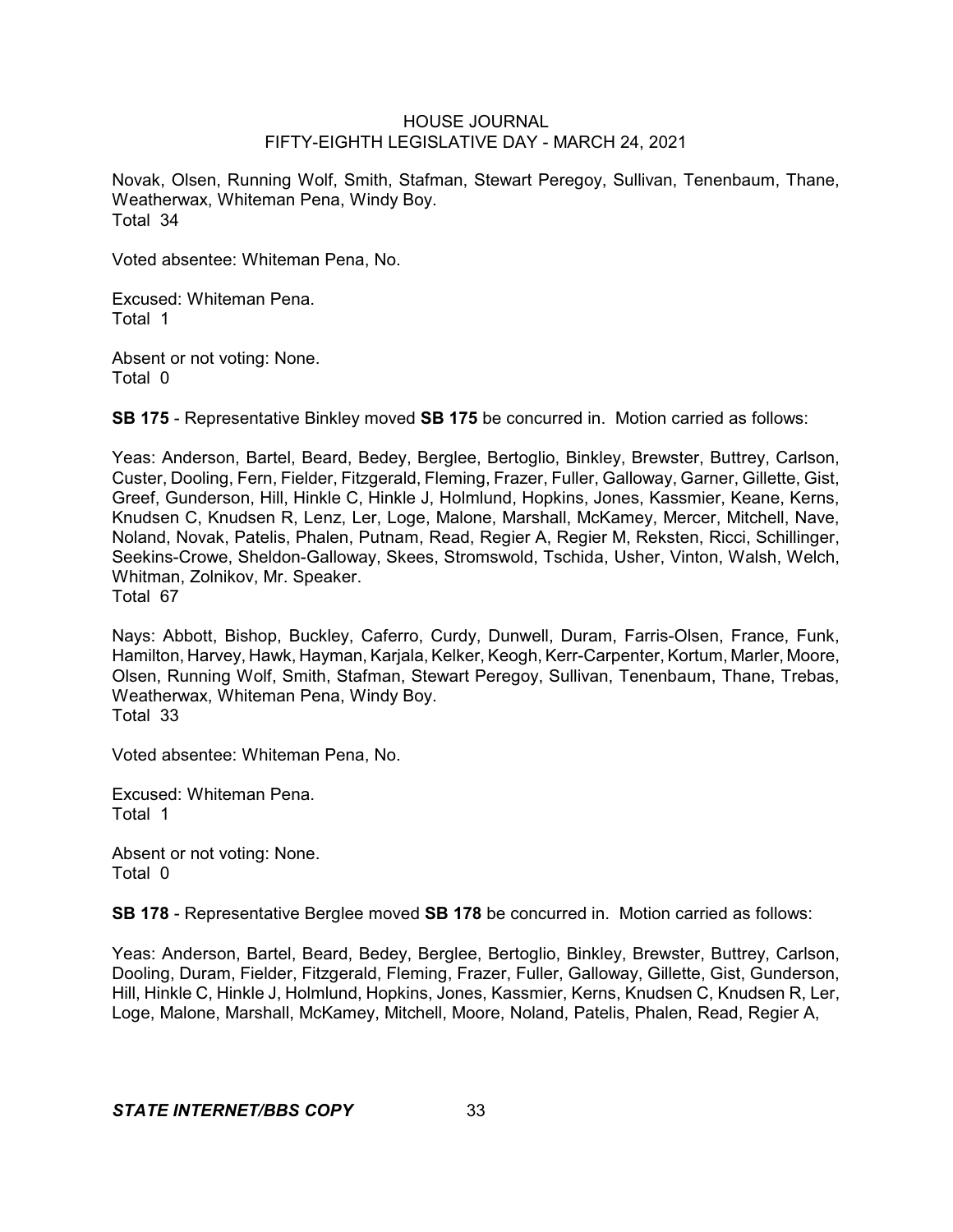Novak, Olsen, Running Wolf, Smith, Stafman, Stewart Peregoy, Sullivan, Tenenbaum, Thane, Weatherwax, Whiteman Pena, Windy Boy.
Total 34

Voted absentee: Whiteman Pena, No.

Excused: Whiteman Pena.
Total 1

Absent or not voting: None.
Total 0

**SB 175** - Representative Binkley moved **SB 175** be concurred in. Motion carried as follows:

Yeas: Anderson, Bartel, Beard, Bedey, Berglee, Bertoglio, Binkley, Brewster, Buttrey, Carlson, Custer, Dooling, Fern, Fielder, Fitzgerald, Fleming, Frazer, Fuller, Galloway, Garner, Gillette, Gist, Greef, Gunderson, Hill, Hinkle C, Hinkle J, Holmlund, Hopkins, Jones, Kassmier, Keane, Kerns, Knudsen C, Knudsen R, Lenz, Ler, Loge, Malone, Marshall, McKamey, Mercer, Mitchell, Nave, Noland, Novak, Patelis, Phalen, Putnam, Read, Regier A, Regier M, Reksten, Ricci, Schillinger, Seekins-Crowe, Sheldon-Galloway, Skees, Stromswold, Tschida, Usher, Vinton, Walsh, Welch, Whitman, Zolnikov, Mr. Speaker.
Total 67

Nays: Abbott, Bishop, Buckley, Caferro, Curdy, Dunwell, Duram, Farris-Olsen, France, Funk, Hamilton, Harvey, Hawk, Hayman, Karjala, Kelker, Keogh, Kerr-Carpenter, Kortum, Marler, Moore, Olsen, Running Wolf, Smith, Stafman, Stewart Peregoy, Sullivan, Tenenbaum, Thane, Trebas, Weatherwax, Whiteman Pena, Windy Boy.
Total 33

Voted absentee: Whiteman Pena, No.

Excused: Whiteman Pena.
Total 1

Absent or not voting: None.
Total 0

**SB 178** - Representative Berglee moved **SB 178** be concurred in. Motion carried as follows:

Yeas: Anderson, Bartel, Beard, Bedey, Berglee, Bertoglio, Binkley, Brewster, Buttrey, Carlson, Dooling, Duram, Fielder, Fitzgerald, Fleming, Frazer, Fuller, Galloway, Gillette, Gist, Gunderson, Hill, Hinkle C, Hinkle J, Holmlund, Hopkins, Jones, Kassmier, Kerns, Knudsen C, Knudsen R, Ler, Loge, Malone, Marshall, McKamey, Mitchell, Moore, Noland, Patelis, Phalen, Read, Regier A,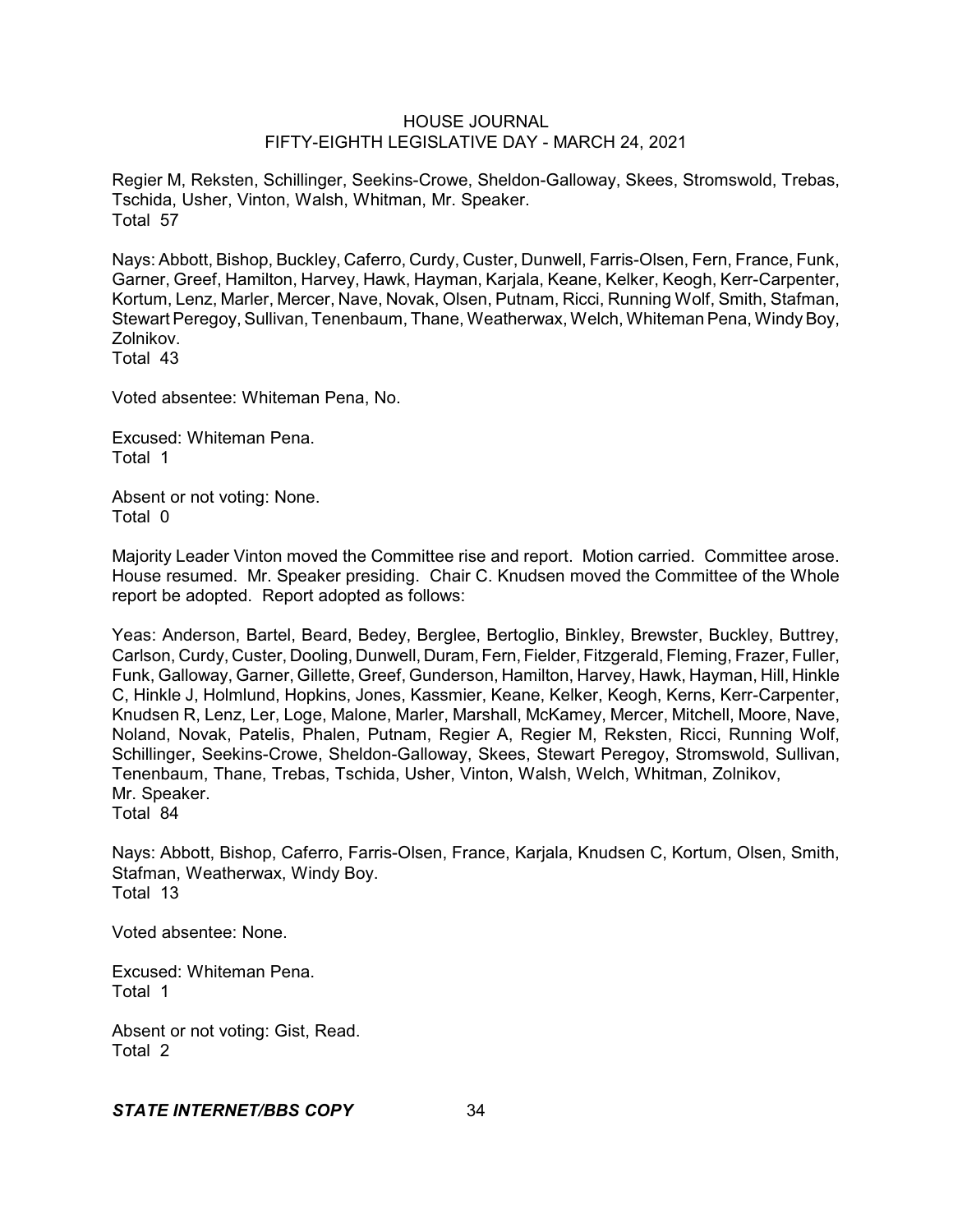Regier M, Reksten, Schillinger, Seekins-Crowe, Sheldon-Galloway, Skees, Stromswold, Trebas, Tschida, Usher, Vinton, Walsh, Whitman, Mr. Speaker.
Total 57

Nays: Abbott, Bishop, Buckley, Caferro, Curdy, Custer, Dunwell, Farris-Olsen, Fern, France, Funk, Garner, Greef, Hamilton, Harvey, Hawk, Hayman, Karjala, Keane, Kelker, Keogh, Kerr-Carpenter, Kortum, Lenz, Marler, Mercer, Nave, Novak, Olsen, Putnam, Ricci, Running Wolf, Smith, Stafman, Stewart Peregoy, Sullivan, Tenenbaum, Thane, Weatherwax, Welch, Whiteman Pena, Windy Boy, Zolnikov.
Total 43

Voted absentee: Whiteman Pena, No.

Excused: Whiteman Pena.
Total 1

Absent or not voting: None.
Total 0

Majority Leader Vinton moved the Committee rise and report. Motion carried. Committee arose. House resumed. Mr. Speaker presiding. Chair C. Knudsen moved the Committee of the Whole report be adopted. Report adopted as follows:

Yeas: Anderson, Bartel, Beard, Bedey, Berglee, Bertoglio, Binkley, Brewster, Buckley, Buttrey, Carlson, Curdy, Custer, Dooling, Dunwell, Duram, Fern, Fielder, Fitzgerald, Fleming, Frazer, Fuller, Funk, Galloway, Garner, Gillette, Greef, Gunderson, Hamilton, Harvey, Hawk, Hayman, Hill, Hinkle C, Hinkle J, Holmlund, Hopkins, Jones, Kassmier, Keane, Kelker, Keogh, Kerns, Kerr-Carpenter, Knudsen R, Lenz, Ler, Loge, Malone, Marler, Marshall, McKamey, Mercer, Mitchell, Moore, Nave, Noland, Novak, Patelis, Phalen, Putnam, Regier A, Regier M, Reksten, Ricci, Running Wolf, Schillinger, Seekins-Crowe, Sheldon-Galloway, Skees, Stewart Peregoy, Stromswold, Sullivan, Tenenbaum, Thane, Trebas, Tschida, Usher, Vinton, Walsh, Welch, Whitman, Zolnikov, Mr. Speaker.
Total 84

Nays: Abbott, Bishop, Caferro, Farris-Olsen, France, Karjala, Knudsen C, Kortum, Olsen, Smith, Stafman, Weatherwax, Windy Boy.
Total 13

Voted absentee: None.

Excused: Whiteman Pena.
Total 1

Absent or not voting: Gist, Read.
Total 2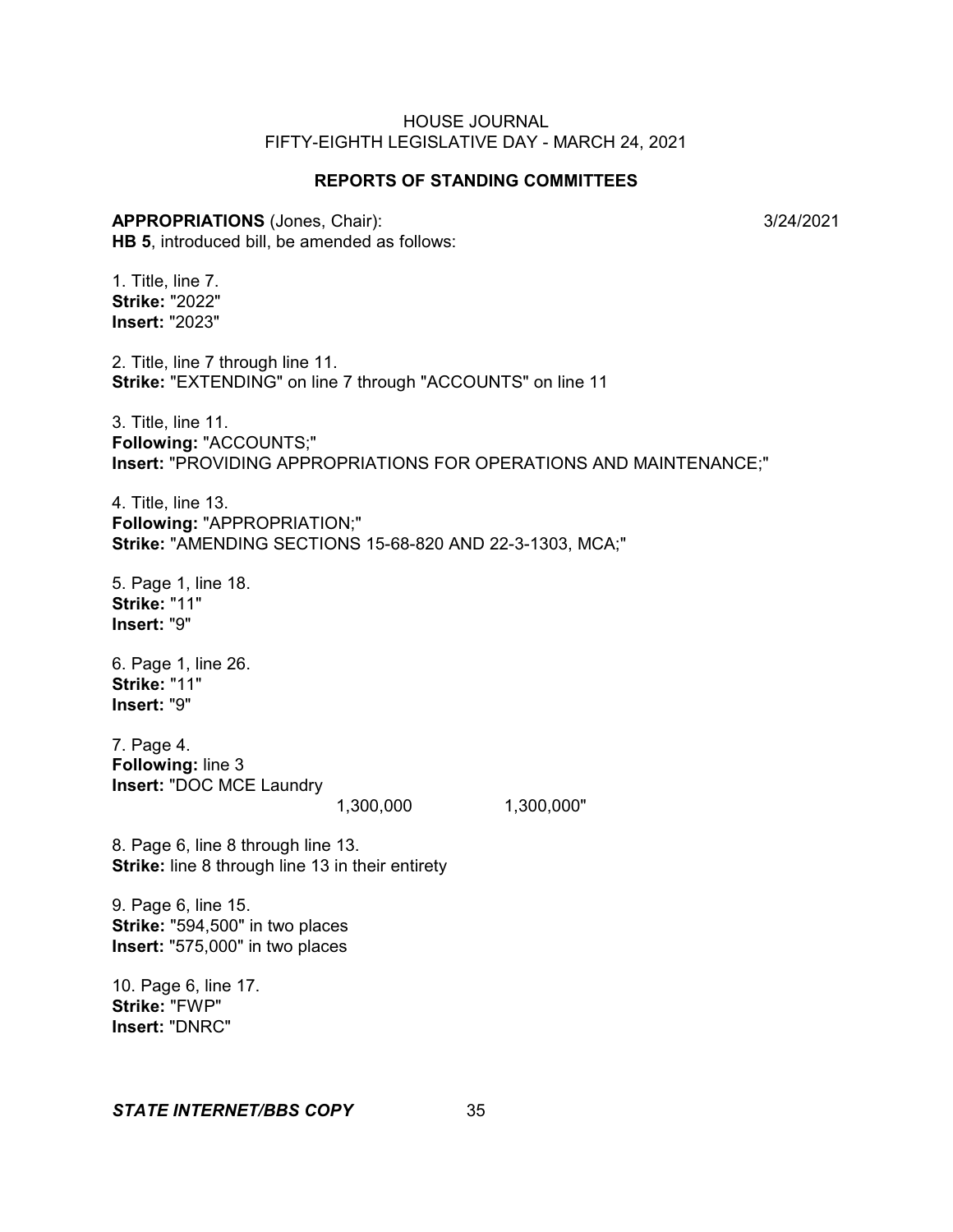## REPORTS OF STANDING COMMITTEES

**APPROPRIATIONS** (Jones, Chair): 3/24/2021

**HB 5**, introduced bill, be amended as follows:

1. Title, line 7.
**Strike:** "2022"
**Insert:** "2023"

2. Title, line 7 through line 11.
**Strike:** "EXTENDING" on line 7 through "ACCOUNTS" on line 11

3. Title, line 11.
**Following:** "ACCOUNTS;"
**Insert:** "PROVIDING APPROPRIATIONS FOR OPERATIONS AND MAINTENANCE;"

4. Title, line 13.
**Following:** "APPROPRIATION;"
**Strike:** "AMENDING SECTIONS 15-68-820 AND 22-3-1303, MCA;"

5. Page 1, line 18.
**Strike:** "11"
**Insert:** "9"

6. Page 1, line 26.
**Strike:** "11"
**Insert:** "9"

7. Page 4.
**Following:** line 3
**Insert:** "DOC MCE Laundry
1,300,000 1,300,000"

8. Page 6, line 8 through line 13.
**Strike:** line 8 through line 13 in their entirety

9. Page 6, line 15.
**Strike:** "594,500" in two places
**Insert:** "575,000" in two places

10. Page 6, line 17.
**Strike:** "FWP"
**Insert:** "DNRC"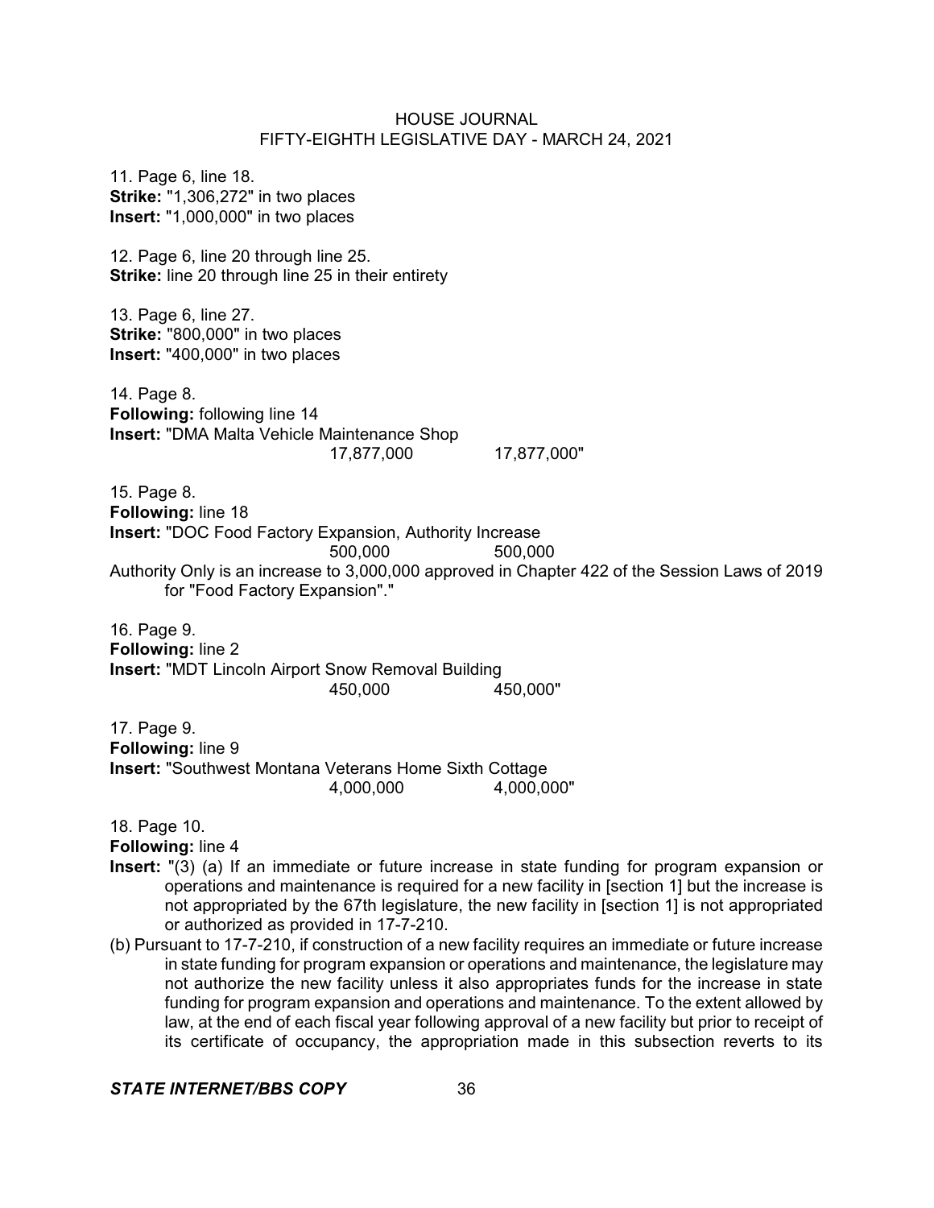11. Page 6, line 18.
**Strike:** "1,306,272" in two places
**Insert:** "1,000,000" in two places

12. Page 6, line 20 through line 25.
**Strike:** line 20 through line 25 in their entirety

13. Page 6, line 27.
**Strike:** "800,000" in two places
**Insert:** "400,000" in two places

14. Page 8.
**Following:** following line 14
**Insert:** "DMA Malta Vehicle Maintenance Shop
17,877,000 17,877,000"

15. Page 8.
**Following:** line 18
**Insert:** "DOC Food Factory Expansion, Authority Increase
500,000 500,000
Authority Only is an increase to 3,000,000 approved in Chapter 422 of the Session Laws of 2019 for "Food Factory Expansion"."

16. Page 9.
**Following:** line 2
**Insert:** "MDT Lincoln Airport Snow Removal Building
450,000 450,000"

17. Page 9.
**Following:** line 9
**Insert:** "Southwest Montana Veterans Home Sixth Cottage
4,000,000 4,000,000"

18. Page 10.
**Following:** line 4
**Insert:** "(3) (a) If an immediate or future increase in state funding for program expansion or operations and maintenance is required for a new facility in [section 1] but the increase is not appropriated by the 67th legislature, the new facility in [section 1] is not appropriated or authorized as provided in 17-7-210.

(b) Pursuant to 17-7-210, if construction of a new facility requires an immediate or future increase in state funding for program expansion or operations and maintenance, the legislature may not authorize the new facility unless it also appropriates funds for the increase in state funding for program expansion and operations and maintenance. To the extent allowed by law, at the end of each fiscal year following approval of a new facility but prior to receipt of its certificate of occupancy, the appropriation made in this subsection reverts to its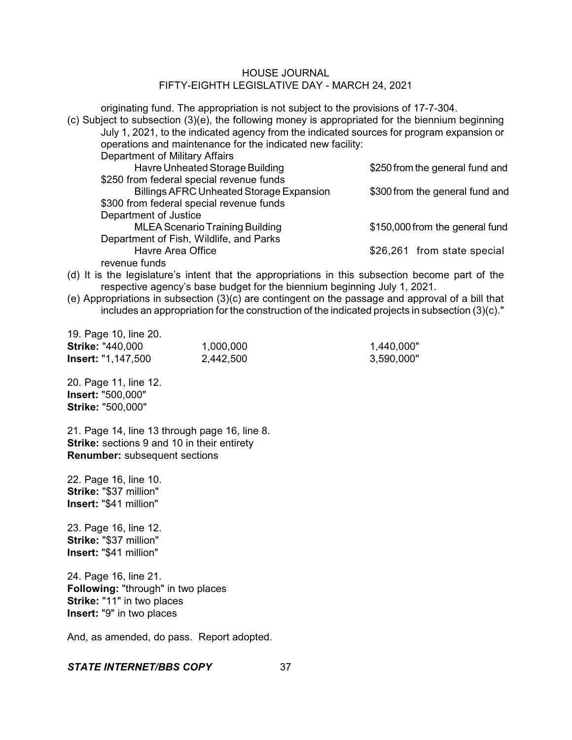originating fund. The appropriation is not subject to the provisions of 17-7-304.

(c) Subject to subsection (3)(e), the following money is appropriated for the biennium beginning July 1, 2021, to the indicated agency from the indicated sources for program expansion or operations and maintenance for the indicated new facility:

Department of Military Affairs

Havre Unheated Storage Building — $250 from the general fund and $250 from federal special revenue funds

Billings AFRC Unheated Storage Expansion — $300 from the general fund and $300 from federal special revenue funds

Department of Justice

MLEA Scenario Training Building — $150,000 from the general fund

Department of Fish, Wildlife, and Parks

Havre Area Office — $26,261 from state special revenue funds

(d) It is the legislature's intent that the appropriations in this subsection become part of the respective agency's base budget for the biennium beginning July 1, 2021.

(e) Appropriations in subsection (3)(c) are contingent on the passage and approval of a bill that includes an appropriation for the construction of the indicated projects in subsection (3)(c)."

19. Page 10, line 20.
**Strike:** "440,000 1,000,000 1,440,000"
**Insert:** "1,147,500 2,442,500 3,590,000"

20. Page 11, line 12.
**Insert:** "500,000"
**Strike:** "500,000"

21. Page 14, line 13 through page 16, line 8.
**Strike:** sections 9 and 10 in their entirety
**Renumber:** subsequent sections

22. Page 16, line 10.
**Strike:** "$37 million"
**Insert:** "$41 million"

23. Page 16, line 12.
**Strike:** "$37 million"
**Insert:** "$41 million"

24. Page 16, line 21.
**Following:** "through" in two places
**Strike:** "11" in two places
**Insert:** "9" in two places

And, as amended, do pass. Report adopted.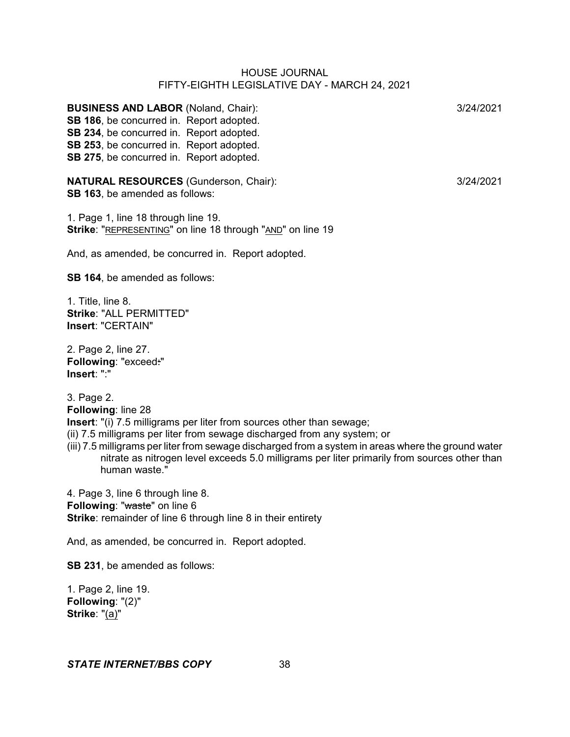**BUSINESS AND LABOR** (Noland, Chair): 3/24/2021

**SB 186**, be concurred in. Report adopted.
**SB 234**, be concurred in. Report adopted.
**SB 253**, be concurred in. Report adopted.
**SB 275**, be concurred in. Report adopted.

**NATURAL RESOURCES** (Gunderson, Chair): 3/24/2021

**SB 163**, be amended as follows:

1. Page 1, line 18 through line 19.
**Strike**: "REPRESENTING" on line 18 through "AND" on line 19

And, as amended, be concurred in. Report adopted.

**SB 164**, be amended as follows:

1. Title, line 8.
**Strike**: "ALL PERMITTED"
**Insert**: "CERTAIN"

2. Page 2, line 27.
**Following**: "exceed~~.~~"
**Insert**: ":"

3. Page 2.
**Following**: line 28
**Insert**: "(i) 7.5 milligrams per liter from sources other than sewage;
(ii) 7.5 milligrams per liter from sewage discharged from any system; or
(iii) 7.5 milligrams per liter from sewage discharged from a system in areas where the ground water nitrate as nitrogen level exceeds 5.0 milligrams per liter primarily from sources other than human waste."

4. Page 3, line 6 through line 8.
**Following**: "~~waste~~" on line 6
**Strike**: remainder of line 6 through line 8 in their entirety

And, as amended, be concurred in. Report adopted.

**SB 231**, be amended as follows:

1. Page 2, line 19.
**Following**: "(2)"
**Strike**: "(a)"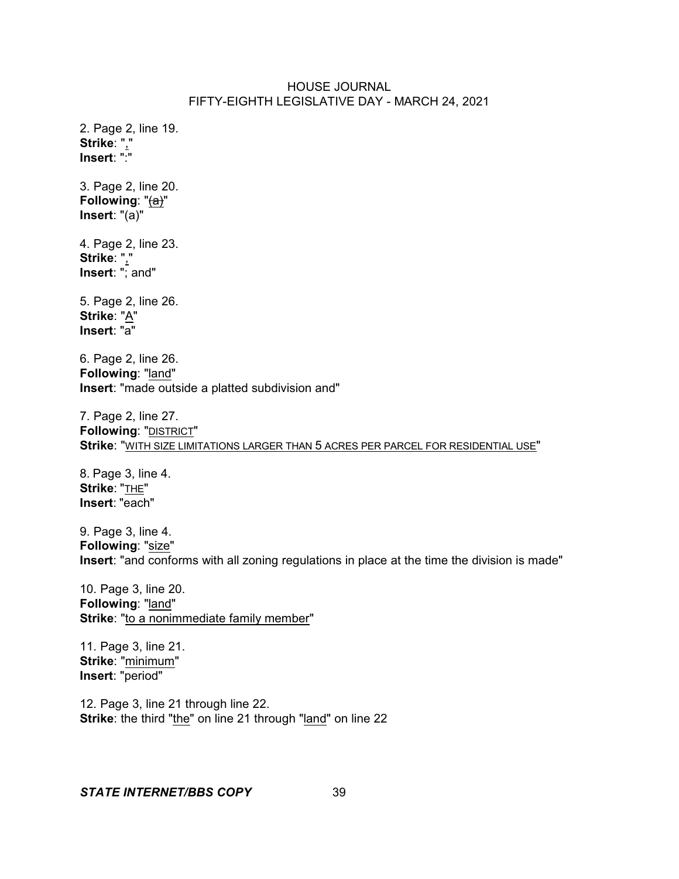2. Page 2, line 19.
**Strike**: ","
**Insert**: ":"

3. Page 2, line 20.
**Following**: "~~(a)~~"
**Insert**: "(a)"

4. Page 2, line 23.
**Strike**: ","
**Insert**: "; and"

5. Page 2, line 26.
**Strike**: "A"
**Insert**: "a"

6. Page 2, line 26.
**Following**: "land"
**Insert**: "made outside a platted subdivision and"

7. Page 2, line 27.
**Following**: "DISTRICT"
**Strike**: "WITH SIZE LIMITATIONS LARGER THAN 5 ACRES PER PARCEL FOR RESIDENTIAL USE"

8. Page 3, line 4.
**Strike**: "THE"
**Insert**: "each"

9. Page 3, line 4.
**Following**: "size"
**Insert**: "and conforms with all zoning regulations in place at the time the division is made"

10. Page 3, line 20.
**Following**: "land"
**Strike**: "to a nonimmediate family member"

11. Page 3, line 21.
**Strike**: "minimum"
**Insert**: "period"

12. Page 3, line 21 through line 22.
**Strike**: the third "the" on line 21 through "land" on line 22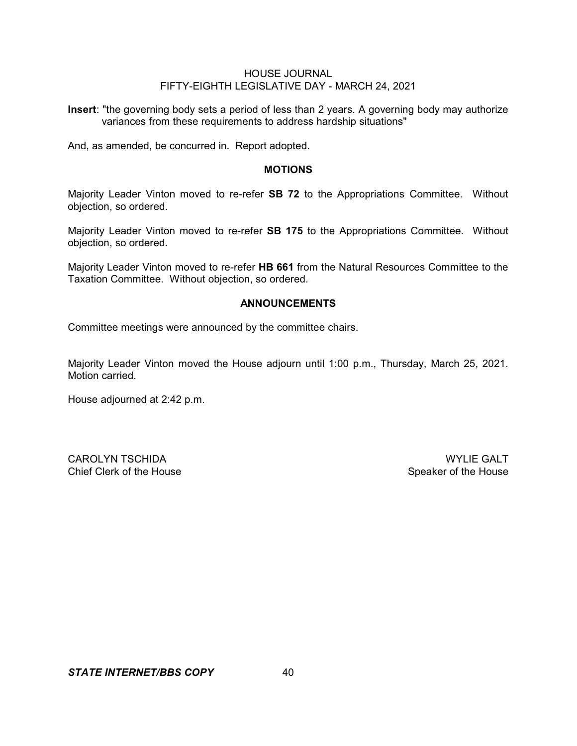**Insert**: "the governing body sets a period of less than 2 years. A governing body may authorize variances from these requirements to address hardship situations"

And, as amended, be concurred in. Report adopted.

## MOTIONS

Majority Leader Vinton moved to re-refer **SB 72** to the Appropriations Committee. Without objection, so ordered.

Majority Leader Vinton moved to re-refer **SB 175** to the Appropriations Committee. Without objection, so ordered.

Majority Leader Vinton moved to re-refer **HB 661** from the Natural Resources Committee to the Taxation Committee. Without objection, so ordered.

## ANNOUNCEMENTS

Committee meetings were announced by the committee chairs.

Majority Leader Vinton moved the House adjourn until 1:00 p.m., Thursday, March 25, 2021. Motion carried.

House adjourned at 2:42 p.m.

CAROLYN TSCHIDA
Chief Clerk of the House

WYLIE GALT
Speaker of the House

***STATE INTERNET/BBS COPY***